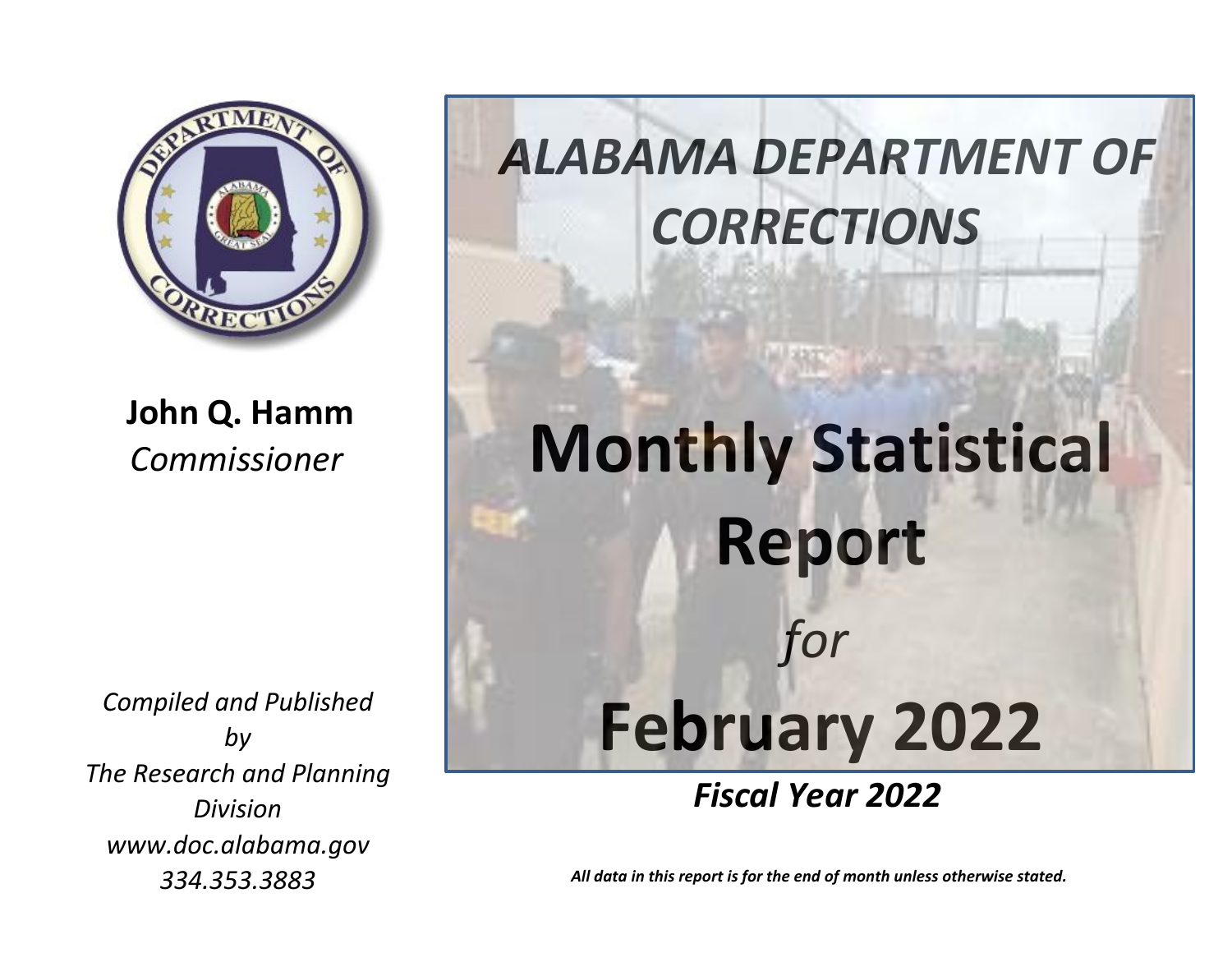# ALABAMA DEPARTMENT OF CORRECTIONS

**John Q. Hamm**
*Commissioner*

# Monthly Statistical Report

*for*

# February 2022

***Fiscal Year 2022***

*Compiled and Published by The Research and Planning Division*
*www.doc.alabama.gov*
*334.353.3883*

***All data in this report is for the end of month unless otherwise stated.***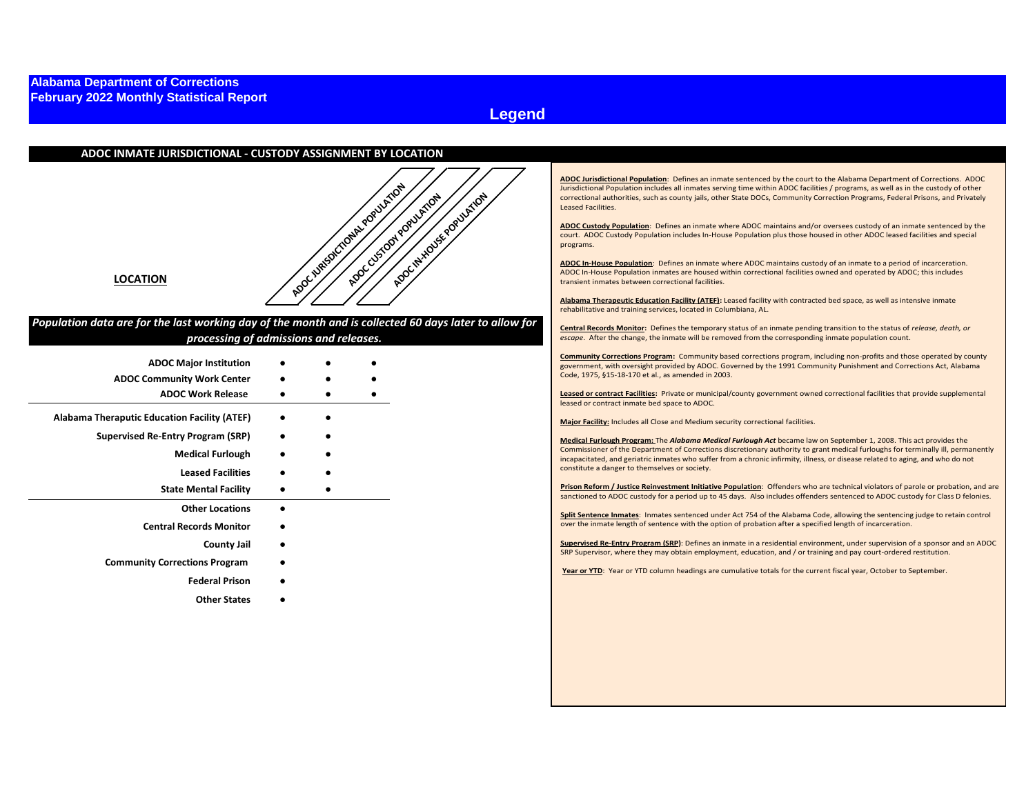**Alabama Department of Corrections**
**February 2022 Monthly Statistical Report**

# Legend

## ADOC INMATE JURISDICTIONAL - CUSTODY ASSIGNMENT BY LOCATION

*Population data are for the last working day of the month and is collected 60 days later to allow for processing of admissions and releases.*

| LOCATION | ADOC JURISDICTIONAL POPULATION | ADOC CUSTODY POPULATION | ADOC IN-HOUSE POPULATION |
|---|---|---|---|
| ADOC Major Institution | ● | ● | ● |
| ADOC Community Work Center | ● | ● | ● |
| ADOC Work Release | ● | ● | ● |
| Alabama Theraputic Education Facility (ATEF) | ● | ● | |
| Supervised Re-Entry Program (SRP) | ● | ● | |
| Medical Furlough | ● | ● | |
| Leased Facilities | ● | ● | |
| State Mental Facility | ● | ● | |
| Other Locations | ● | | |
| Central Records Monitor | ● | | |
| County Jail | ● | | |
| Community Corrections Program | ● | | |
| Federal Prison | ● | | |
| Other States | ● | | |

**ADOC Jurisdictional Population**: Defines an inmate sentenced by the court to the Alabama Department of Corrections. ADOC Jurisdictional Population includes all inmates serving time within ADOC facilities / programs, as well as in the custody of other correctional authorities, such as county jails, other State DOCs, Community Correction Programs, Federal Prisons, and Privately Leased Facilities.

**ADOC Custody Population**: Defines an inmate where ADOC maintains and/or oversees custody of an inmate sentenced by the court. ADOC Custody Population includes In-House Population plus those housed in other ADOC leased facilities and special programs.

**ADOC In-House Population**: Defines an inmate where ADOC maintains custody of an inmate to a period of incarceration. ADOC In-House Population inmates are housed within correctional facilities owned and operated by ADOC; this includes transient inmates between correctional facilities.

**Alabama Therapeutic Education Facility (ATEF):** Leased facility with contracted bed space, as well as intensive inmate rehabilitative and training services, located in Columbiana, AL.

**Central Records Monitor:** Defines the temporary status of an inmate pending transition to the status of *release, death, or escape*. After the change, the inmate will be removed from the corresponding inmate population count.

**Community Corrections Program:** Community based corrections program, including non-profits and those operated by county government, with oversight provided by ADOC. Governed by the 1991 Community Punishment and Corrections Act, Alabama Code, 1975, §15-18-170 et al., as amended in 2003.

**Leased or contract Facilities:** Private or municipal/county government owned correctional facilities that provide supplemental leased or contract inmate bed space to ADOC.

**Major Facility:** Includes all Close and Medium security correctional facilities.

**Medical Furlough Program:** The ***Alabama Medical Furlough Act*** became law on September 1, 2008. This act provides the Commissioner of the Department of Corrections discretionary authority to grant medical furloughs for terminally ill, permanently incapacitated, and geriatric inmates who suffer from a chronic infirmity, illness, or disease related to aging, and who do not constitute a danger to themselves or society.

**Prison Reform / Justice Reinvestment Initiative Population**: Offenders who are technical violators of parole or probation, and are sanctioned to ADOC custody for a period up to 45 days. Also includes offenders sentenced to ADOC custody for Class D felonies.

**Split Sentence Inmates**: Inmates sentenced under Act 754 of the Alabama Code, allowing the sentencing judge to retain control over the inmate length of sentence with the option of probation after a specified length of incarceration.

**Supervised Re-Entry Program (SRP)**: Defines an inmate in a residential environment, under supervision of a sponsor and an ADOC SRP Supervisor, where they may obtain employment, education, and / or training and pay court-ordered restitution.

**Year or YTD**: Year or YTD column headings are cumulative totals for the current fiscal year, October to September.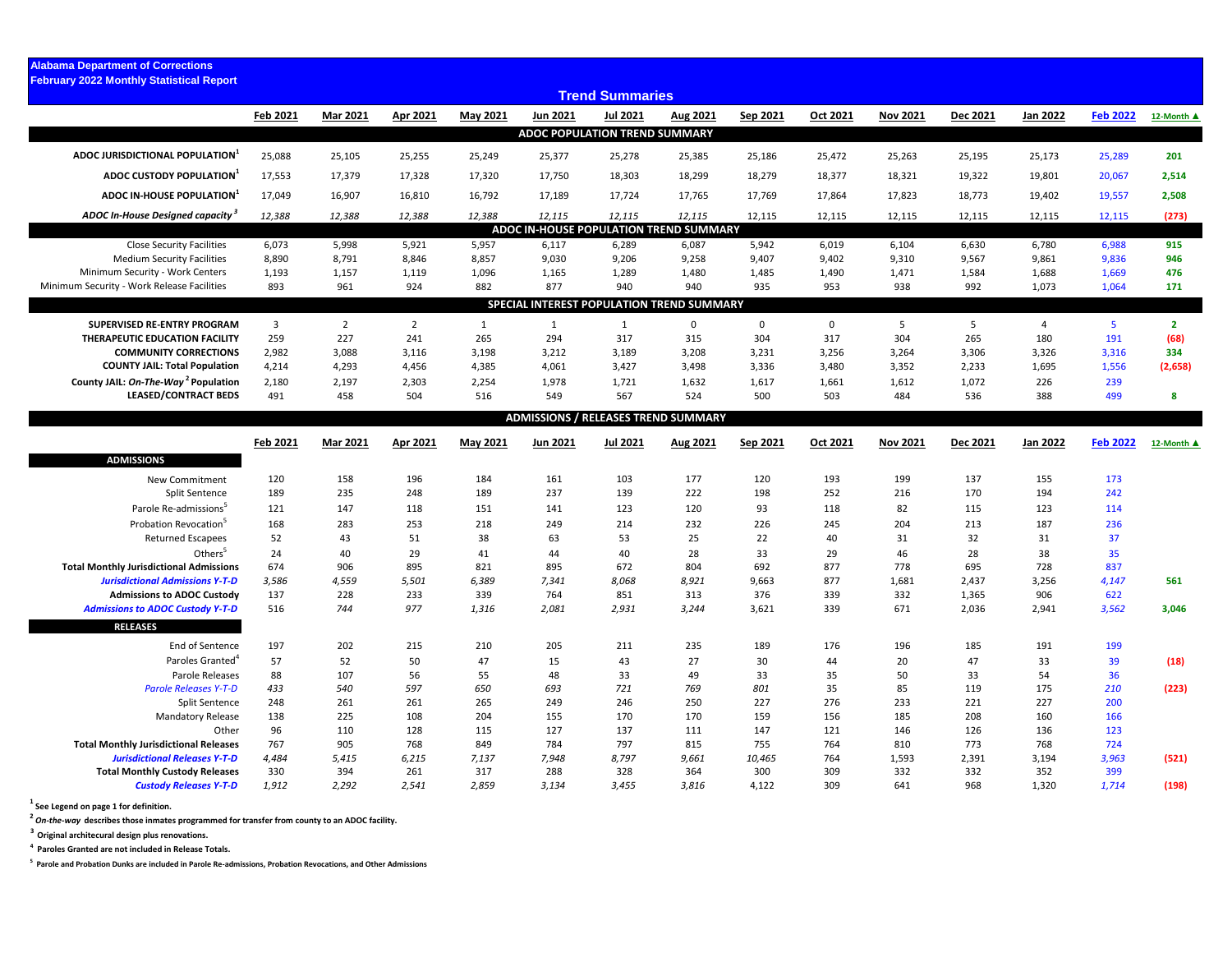**Alabama Department of Corrections**
**February 2022 Monthly Statistical Report**

## Trend Summaries

| | Feb 2021 | Mar 2021 | Apr 2021 | May 2021 | Jun 2021 | Jul 2021 | Aug 2021 | Sep 2021 | Oct 2021 | Nov 2021 | Dec 2021 | Jan 2022 | Feb 2022 | 12-Month ▲ |
|---|---|---|---|---|---|---|---|---|---|---|---|---|---|---|
| **ADOC POPULATION TREND SUMMARY** | | | | | | | | | | | | | | |
| **ADOC JURISDICTIONAL POPULATION**[1] | 25,088 | 25,105 | 25,255 | 25,249 | 25,377 | 25,278 | 25,385 | 25,186 | 25,472 | 25,263 | 25,195 | 25,173 | 25,289 | 201 |
| **ADOC CUSTODY POPULATION**[1] | 17,553 | 17,379 | 17,328 | 17,320 | 17,750 | 18,303 | 18,299 | 18,279 | 18,377 | 18,321 | 19,322 | 19,801 | 20,067 | 2,514 |
| **ADOC IN-HOUSE POPULATION**[1] | 17,049 | 16,907 | 16,810 | 16,792 | 17,189 | 17,724 | 17,765 | 17,769 | 17,864 | 17,823 | 18,773 | 19,402 | 19,557 | 2,508 |
| ***ADOC In-House Designed capacity***[3] | 12,388 | 12,388 | 12,388 | 12,388 | 12,115 | 12,115 | 12,115 | 12,115 | 12,115 | 12,115 | 12,115 | 12,115 | 12,115 | (273) |
| **ADOC IN-HOUSE POPULATION TREND SUMMARY** | | | | | | | | | | | | | | |
| Close Security Facilities | 6,073 | 5,998 | 5,921 | 5,957 | 6,117 | 6,289 | 6,087 | 5,942 | 6,019 | 6,104 | 6,630 | 6,780 | 6,988 | 915 |
| Medium Security Facilities | 8,890 | 8,791 | 8,846 | 8,857 | 9,030 | 9,206 | 9,258 | 9,407 | 9,402 | 9,310 | 9,567 | 9,861 | 9,836 | 946 |
| Minimum Security - Work Centers | 1,193 | 1,157 | 1,119 | 1,096 | 1,165 | 1,289 | 1,480 | 1,485 | 1,490 | 1,471 | 1,584 | 1,688 | 1,669 | 476 |
| Minimum Security - Work Release Facilities | 893 | 961 | 924 | 882 | 877 | 940 | 940 | 935 | 953 | 938 | 992 | 1,073 | 1,064 | 171 |
| **SPECIAL INTEREST POPULATION TREND SUMMARY** | | | | | | | | | | | | | | |
| **SUPERVISED RE-ENTRY PROGRAM** | 3 | 2 | 2 | 1 | 1 | 1 | 0 | 0 | 0 | 5 | 5 | 4 | 5 | 2 |
| **THERAPEUTIC EDUCATION FACILITY** | 259 | 227 | 241 | 265 | 294 | 317 | 315 | 304 | 317 | 304 | 265 | 180 | 191 | (68) |
| **COMMUNITY CORRECTIONS** | 2,982 | 3,088 | 3,116 | 3,198 | 3,212 | 3,189 | 3,208 | 3,231 | 3,256 | 3,264 | 3,306 | 3,326 | 3,316 | 334 |
| **COUNTY JAIL: Total Population** | 4,214 | 4,293 | 4,456 | 4,385 | 4,061 | 3,427 | 3,498 | 3,336 | 3,480 | 3,352 | 2,233 | 1,695 | 1,556 | (2,658) |
| **County JAIL: *On-The-Way*[2] Population** | 2,180 | 2,197 | 2,303 | 2,254 | 1,978 | 1,721 | 1,632 | 1,617 | 1,661 | 1,612 | 1,072 | 226 | 239 | |
| **LEASED/CONTRACT BEDS** | 491 | 458 | 504 | 516 | 549 | 567 | 524 | 500 | 503 | 484 | 536 | 388 | 499 | 8 |

### ADMISSIONS / RELEASES TREND SUMMARY

| | Feb 2021 | Mar 2021 | Apr 2021 | May 2021 | Jun 2021 | Jul 2021 | Aug 2021 | Sep 2021 | Oct 2021 | Nov 2021 | Dec 2021 | Jan 2022 | Feb 2022 | 12-Month ▲ |
|---|---|---|---|---|---|---|---|---|---|---|---|---|---|---|
| **ADMISSIONS** | | | | | | | | | | | | | | |
| New Commitment | 120 | 158 | 196 | 184 | 161 | 103 | 177 | 120 | 193 | 199 | 137 | 155 | 173 | |
| Split Sentence | 189 | 235 | 248 | 189 | 237 | 139 | 222 | 198 | 252 | 216 | 170 | 194 | 242 | |
| Parole Re-admissions[5] | 121 | 147 | 118 | 151 | 141 | 123 | 120 | 93 | 118 | 82 | 115 | 123 | 114 | |
| Probation Revocation[5] | 168 | 283 | 253 | 218 | 249 | 214 | 232 | 226 | 245 | 204 | 213 | 187 | 236 | |
| Returned Escapees | 52 | 43 | 51 | 38 | 63 | 53 | 25 | 22 | 40 | 31 | 32 | 31 | 37 | |
| Others[5] | 24 | 40 | 29 | 41 | 44 | 40 | 28 | 33 | 29 | 46 | 28 | 38 | 35 | |
| **Total Monthly Jurisdictional Admissions** | 674 | 906 | 895 | 821 | 895 | 672 | 804 | 692 | 877 | 778 | 695 | 728 | 837 | |
| ***Jurisdictional Admissions Y-T-D*** | 3,586 | 4,559 | 5,501 | 6,389 | 7,341 | 8,068 | 8,921 | 9,663 | 877 | 1,681 | 2,437 | 3,256 | 4,147 | 561 |
| **Admissions to ADOC Custody** | 137 | 228 | 233 | 339 | 764 | 851 | 313 | 376 | 339 | 332 | 1,365 | 906 | 622 | |
| ***Admissions to ADOC Custody Y-T-D*** | 516 | 744 | 977 | 1,316 | 2,081 | 2,931 | 3,244 | 3,621 | 339 | 671 | 2,036 | 2,941 | 3,562 | 3,046 |
| **RELEASES** | | | | | | | | | | | | | | |
| End of Sentence | 197 | 202 | 215 | 210 | 205 | 211 | 235 | 189 | 176 | 196 | 185 | 191 | 199 | |
| Paroles Granted[4] | 57 | 52 | 50 | 47 | 15 | 43 | 27 | 30 | 44 | 20 | 47 | 33 | 39 | (18) |
| Parole Releases | 88 | 107 | 56 | 55 | 48 | 33 | 49 | 33 | 35 | 50 | 33 | 54 | 36 | |
| *Parole Releases Y-T-D* | 433 | 540 | 597 | 650 | 693 | 721 | 769 | 801 | 35 | 85 | 119 | 175 | 210 | (223) |
| Split Sentence | 248 | 261 | 261 | 265 | 249 | 246 | 250 | 227 | 276 | 233 | 221 | 227 | 200 | |
| Mandatory Release | 138 | 225 | 108 | 204 | 155 | 170 | 170 | 159 | 156 | 185 | 208 | 160 | 166 | |
| Other | 96 | 110 | 128 | 115 | 127 | 137 | 111 | 147 | 121 | 146 | 126 | 136 | 123 | |
| **Total Monthly Jurisdictional Releases** | 767 | 905 | 768 | 849 | 784 | 797 | 815 | 755 | 764 | 810 | 773 | 768 | 724 | |
| ***Jurisdictional Releases Y-T-D*** | 4,484 | 5,415 | 6,215 | 7,137 | 7,948 | 8,797 | 9,661 | 10,465 | 764 | 1,593 | 2,391 | 3,194 | 3,963 | (521) |
| **Total Monthly Custody Releases** | 330 | 394 | 261 | 317 | 288 | 328 | 364 | 300 | 309 | 332 | 332 | 352 | 399 | |
| ***Custody Releases Y-T-D*** | 1,912 | 2,292 | 2,541 | 2,859 | 3,134 | 3,455 | 3,816 | 4,122 | 309 | 641 | 968 | 1,320 | 1,714 | (198) |

[1] **See Legend on page 1 for definition.**

[2] ***On-the-way* describes those inmates programmed for transfer from county to an ADOC facility.**

[3] **Original architecural design plus renovations.**

[4] **Paroles Granted are not included in Release Totals.**

[5] **Parole and Probation Dunks are included in Parole Re-admissions, Probation Revocations, and Other Admissions**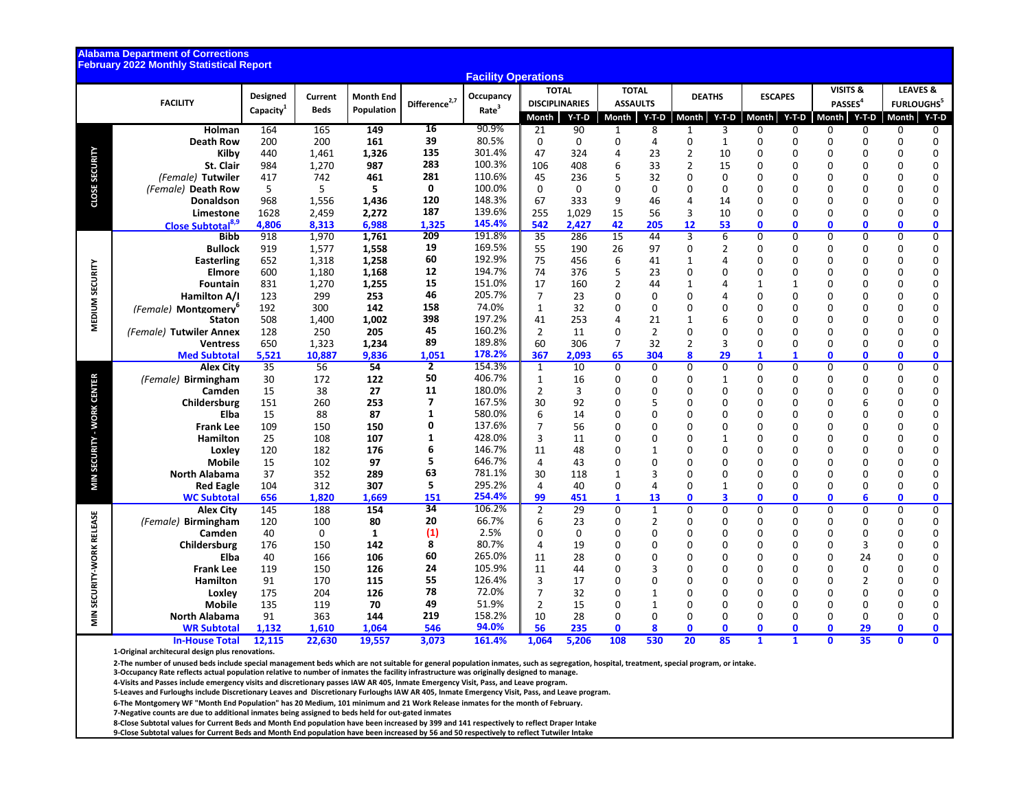# Alabama Department of Corrections

## February 2022 Monthly Statistical Report

### Facility Operations

| | FACILITY | Designed Capacity[1] | Current Beds | Month End Population | Difference[2,7] | Occupancy Rate[3] | TOTAL DISCIPLINARIES | | TOTAL ASSAULTS | | DEATHS | | ESCAPES | | VISITS & PASSES[4] | | LEAVES & FURLOUGHS[5] | |
|---|---|---|---|---|---|---|---|---|---|---|---|---|---|---|---|---|---|---|
| | | | | | | | Month | Y-T-D | Month | Y-T-D | Month | Y-T-D | Month | Y-T-D | Month | Y-T-D | Month | Y-T-D |
| CLOSE SECURITY | Holman | 164 | 165 | **149** | **16** | 90.9% | 21 | 90 | 1 | 8 | 1 | 3 | 0 | 0 | 0 | 0 | 0 | 0 |
| | Death Row | 200 | 200 | **161** | **39** | 80.5% | 0 | 0 | 0 | 4 | 0 | 1 | 0 | 0 | 0 | 0 | 0 | 0 |
| | Kilby | 440 | 1,461 | **1,326** | **135** | 301.4% | 47 | 324 | 4 | 23 | 2 | 10 | 0 | 0 | 0 | 0 | 0 | 0 |
| | St. Clair | 984 | 1,270 | **987** | **283** | 100.3% | 106 | 408 | 6 | 33 | 2 | 15 | 0 | 0 | 0 | 0 | 0 | 0 |
| | *(Female)* Tutwiler | 417 | 742 | **461** | **281** | 110.6% | 45 | 236 | 5 | 32 | 0 | 0 | 0 | 0 | 0 | 0 | 0 | 0 |
| | *(Female)* Death Row | 5 | 5 | **5** | **0** | 100.0% | 0 | 0 | 0 | 0 | 0 | 0 | 0 | 0 | 0 | 0 | 0 | 0 |
| | Donaldson | 968 | 1,556 | **1,436** | **120** | 148.3% | 67 | 333 | 9 | 46 | 4 | 14 | 0 | 0 | 0 | 0 | 0 | 0 |
| | Limestone | 1628 | 2,459 | **2,272** | **187** | 139.6% | 255 | 1,029 | 15 | 56 | 3 | 10 | 0 | 0 | 0 | 0 | 0 | 0 |
| | **Close Subtotal[8,9]** | **4,806** | **8,313** | **6,988** | **1,325** | **145.4%** | **542** | **2,427** | **42** | **205** | **12** | **53** | **0** | **0** | **0** | **0** | **0** | **0** |
| MEDIUM SECURITY | Bibb | 918 | 1,970 | **1,761** | **209** | 191.8% | 35 | 286 | 15 | 44 | 3 | 6 | 0 | 0 | 0 | 0 | 0 | 0 |
| | Bullock | 919 | 1,577 | **1,558** | **19** | 169.5% | 55 | 190 | 26 | 97 | 0 | 2 | 0 | 0 | 0 | 0 | 0 | 0 |
| | Easterling | 652 | 1,318 | **1,258** | **60** | 192.9% | 75 | 456 | 6 | 41 | 1 | 4 | 0 | 0 | 0 | 0 | 0 | 0 |
| | Elmore | 600 | 1,180 | **1,168** | **12** | 194.7% | 74 | 376 | 5 | 23 | 0 | 0 | 0 | 0 | 0 | 0 | 0 | 0 |
| | Fountain | 831 | 1,270 | **1,255** | **15** | 151.0% | 17 | 160 | 2 | 44 | 1 | 4 | 1 | 1 | 0 | 0 | 0 | 0 |
| | Hamilton A/I | 123 | 299 | **253** | **46** | 205.7% | 7 | 23 | 0 | 0 | 0 | 4 | 0 | 0 | 0 | 0 | 0 | 0 |
| | *(Female)* Montgomery[6] | 192 | 300 | **142** | **158** | 74.0% | 1 | 32 | 0 | 0 | 0 | 0 | 0 | 0 | 0 | 0 | 0 | 0 |
| | Staton | 508 | 1,400 | **1,002** | **398** | 197.2% | 41 | 253 | 4 | 21 | 1 | 6 | 0 | 0 | 0 | 0 | 0 | 0 |
| | *(Female)* Tutwiler Annex | 128 | 250 | **205** | **45** | 160.2% | 2 | 11 | 0 | 2 | 0 | 0 | 0 | 0 | 0 | 0 | 0 | 0 |
| | Ventress | 650 | 1,323 | **1,234** | **89** | 189.8% | 60 | 306 | 7 | 32 | 2 | 3 | 0 | 0 | 0 | 0 | 0 | 0 |
| | **Med Subtotal** | **5,521** | **10,887** | **9,836** | **1,051** | **178.2%** | **367** | **2,093** | **65** | **304** | **8** | **29** | **1** | **1** | **0** | **0** | **0** | **0** |
| MIN SECURITY - WORK CENTER | Alex City | 35 | 56 | **54** | **2** | 154.3% | 1 | 10 | 0 | 0 | 0 | 0 | 0 | 0 | 0 | 0 | 0 | 0 |
| | *(Female)* Birmingham | 30 | 172 | **122** | **50** | 406.7% | 1 | 16 | 0 | 0 | 0 | 1 | 0 | 0 | 0 | 0 | 0 | 0 |
| | Camden | 15 | 38 | **27** | **11** | 180.0% | 2 | 3 | 0 | 0 | 0 | 0 | 0 | 0 | 0 | 0 | 0 | 0 |
| | Childersburg | 151 | 260 | **253** | **7** | 167.5% | 30 | 92 | 0 | 5 | 0 | 0 | 0 | 0 | 0 | 6 | 0 | 0 |
| | Elba | 15 | 88 | **87** | **1** | 580.0% | 6 | 14 | 0 | 0 | 0 | 0 | 0 | 0 | 0 | 0 | 0 | 0 |
| | Frank Lee | 109 | 150 | **150** | **0** | 137.6% | 7 | 56 | 0 | 0 | 0 | 0 | 0 | 0 | 0 | 0 | 0 | 0 |
| | Hamilton | 25 | 108 | **107** | **1** | 428.0% | 3 | 11 | 0 | 0 | 0 | 1 | 0 | 0 | 0 | 0 | 0 | 0 |
| | Loxley | 120 | 182 | **176** | **6** | 146.7% | 11 | 48 | 0 | 1 | 0 | 0 | 0 | 0 | 0 | 0 | 0 | 0 |
| | Mobile | 15 | 102 | **97** | **5** | 646.7% | 4 | 43 | 0 | 0 | 0 | 0 | 0 | 0 | 0 | 0 | 0 | 0 |
| | North Alabama | 37 | 352 | **289** | **63** | 781.1% | 30 | 118 | 1 | 3 | 0 | 0 | 0 | 0 | 0 | 0 | 0 | 0 |
| | Red Eagle | 104 | 312 | **307** | **5** | 295.2% | 4 | 40 | 0 | 4 | 0 | 1 | 0 | 0 | 0 | 0 | 0 | 0 |
| | **WC Subtotal** | **656** | **1,820** | **1,669** | **151** | **254.4%** | **99** | **451** | **1** | **13** | **0** | **3** | **0** | **0** | **0** | **6** | **0** | **0** |
| MIN SECURITY-WORK RELEASE | Alex City | 145 | 188 | **154** | **34** | 106.2% | 2 | 29 | 0 | 1 | 0 | 0 | 0 | 0 | 0 | 0 | 0 | 0 |
| | *(Female)* Birmingham | 120 | 100 | **80** | **20** | 66.7% | 6 | 23 | 0 | 2 | 0 | 0 | 0 | 0 | 0 | 0 | 0 | 0 |
| | Camden | 40 | 0 | **1** | **(1)** | 2.5% | 0 | 0 | 0 | 0 | 0 | 0 | 0 | 0 | 0 | 0 | 0 | 0 |
| | Childersburg | 176 | 150 | **142** | **8** | 80.7% | 4 | 19 | 0 | 0 | 0 | 0 | 0 | 0 | 0 | 3 | 0 | 0 |
| | Elba | 40 | 166 | **106** | **60** | 265.0% | 11 | 28 | 0 | 0 | 0 | 0 | 0 | 0 | 0 | 24 | 0 | 0 |
| | Frank Lee | 119 | 150 | **126** | **24** | 105.9% | 11 | 44 | 0 | 3 | 0 | 0 | 0 | 0 | 0 | 0 | 0 | 0 |
| | Hamilton | 91 | 170 | **115** | **55** | 126.4% | 3 | 17 | 0 | 0 | 0 | 0 | 0 | 0 | 0 | 2 | 0 | 0 |
| | Loxley | 175 | 204 | **126** | **78** | 72.0% | 7 | 32 | 0 | 1 | 0 | 0 | 0 | 0 | 0 | 0 | 0 | 0 |
| | Mobile | 135 | 119 | **70** | **49** | 51.9% | 2 | 15 | 0 | 1 | 0 | 0 | 0 | 0 | 0 | 0 | 0 | 0 |
| | North Alabama | 91 | 363 | **144** | **219** | 158.2% | 10 | 28 | 0 | 0 | 0 | 0 | 0 | 0 | 0 | 0 | 0 | 0 |
| | **WR Subtotal** | **1,132** | **1,610** | **1,064** | **546** | **94.0%** | **56** | **235** | **0** | **8** | **0** | **0** | **0** | **0** | **0** | **29** | **0** | **0** |
| | **In-House Total** | **12,115** | **22,630** | **19,557** | **3,073** | **161.4%** | **1,064** | **5,206** | **108** | **530** | **20** | **85** | **1** | **1** | **0** | **35** | **0** | **0** |

**1-Original architecural design plus renovations.**

**2-The number of unused beds include special management beds which are not suitable for general population inmates, such as segregation, hospital, treatment, special program, or intake.**

**3-Occupancy Rate reflects actual population relative to number of inmates the facility infrastructure was originally designed to manage.**

**4-Visits and Passes include emergency visits and discretionary passes IAW AR 405, Inmate Emergency Visit, Pass, and Leave program.**

**5-Leaves and Furloughs include Discretionary Leaves and Discretionary Furloughs IAW AR 405, Inmate Emergency Visit, Pass, and Leave program.**

**6-The Montgomery WF "Month End Population" has 20 Medium, 101 minimum and 21 Work Release inmates for the month of February.**

**7-Negative counts are due to additional inmates being assigned to beds held for out-gated inmates**

**8-Close Subtotal values for Current Beds and Month End population have been increased by 399 and 141 respectively to reflect Draper Intake**

**9-Close Subtotal values for Current Beds and Month End population have been increased by 56 and 50 respectively to reflect Tutwiler Intake**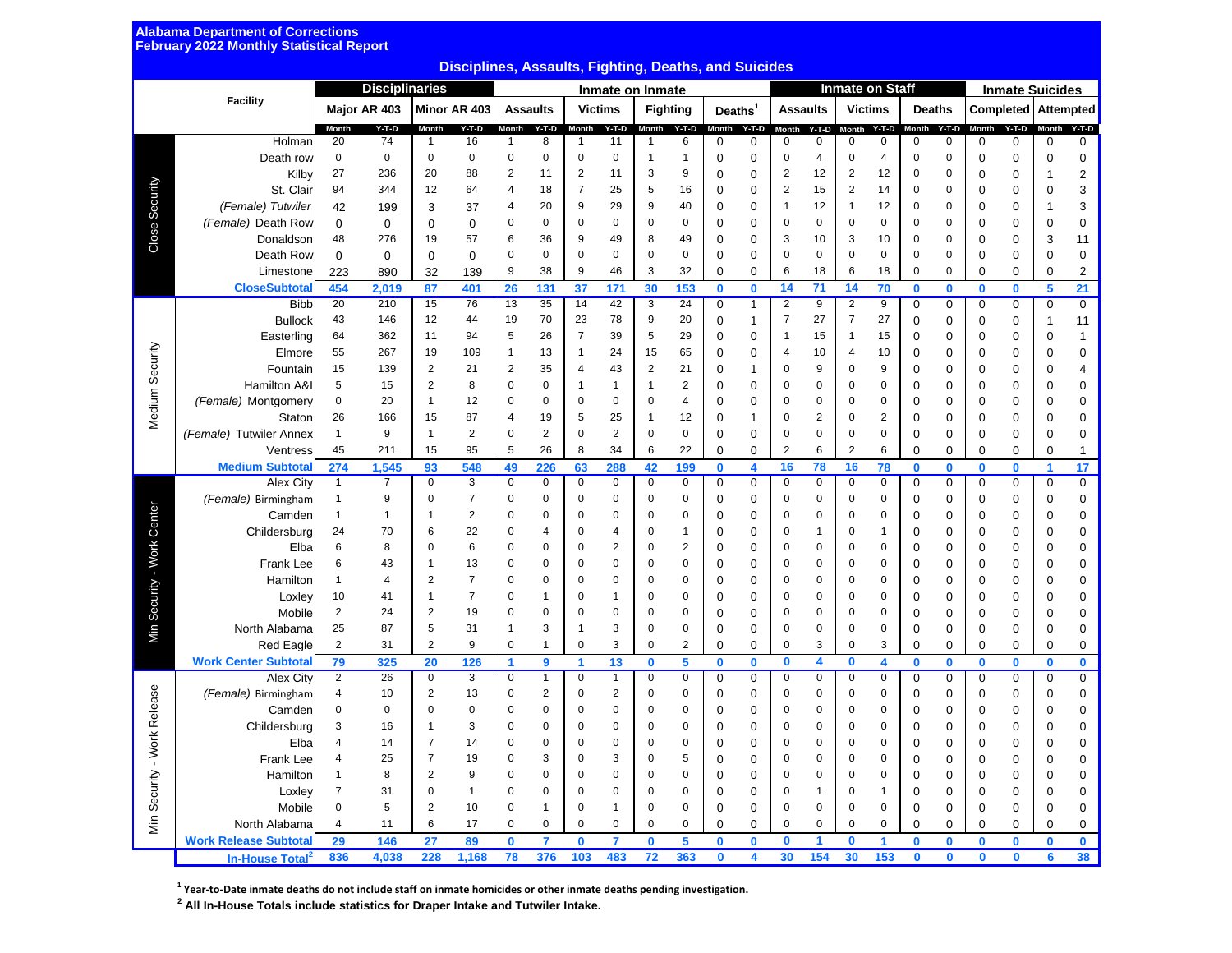**Alabama Department of Corrections**
**February 2022 Monthly Statistical Report**

## Disciplines, Assaults, Fighting, Deaths, and Suicides

| | Facility | Disciplinaries | | | | Inmate on Inmate | | | | | | | | Inmate on Staff | | | | | | Inmate Suicides | | | |
|---|---|---|---|---|---|---|---|---|---|---|---|---|---|---|---|---|---|---|---|---|---|---|---|
| | | Major AR 403 | | Minor AR 403 | | Assaults | | Victims | | Fighting | | Deaths[1] | | Assaults | | Victims | | Deaths | | Completed | | Attempted | |
| | | Month | Y-T-D | Month | Y-T-D | Month | Y-T-D | Month | Y-T-D | Month | Y-T-D | Month | Y-T-D | Month | Y-T-D | Month | Y-T-D | Month | Y-T-D | Month | Y-T-D | Month | Y-T-D |
| Close Security | Holman | 20 | 74 | 1 | 16 | 1 | 8 | 1 | 11 | 1 | 6 | 0 | 0 | 0 | 0 | 0 | 0 | 0 | 0 | 0 | 0 | 0 | 0 |
| | Death row | 0 | 0 | 0 | 0 | 0 | 0 | 0 | 0 | 1 | 1 | 0 | 0 | 0 | 4 | 0 | 4 | 0 | 0 | 0 | 0 | 0 | 0 |
| | Kilby | 27 | 236 | 20 | 88 | 2 | 11 | 2 | 11 | 3 | 9 | 0 | 0 | 2 | 12 | 2 | 12 | 0 | 0 | 0 | 0 | 1 | 2 |
| | St. Clair | 94 | 344 | 12 | 64 | 4 | 18 | 7 | 25 | 5 | 16 | 0 | 0 | 2 | 15 | 2 | 14 | 0 | 0 | 0 | 0 | 0 | 3 |
| | *(Female)* Tutwiler | 42 | 199 | 3 | 37 | 4 | 20 | 9 | 29 | 9 | 40 | 0 | 0 | 1 | 12 | 1 | 12 | 0 | 0 | 0 | 0 | 1 | 3 |
| | *(Female)* Death Row | 0 | 0 | 0 | 0 | 0 | 0 | 0 | 0 | 0 | 0 | 0 | 0 | 0 | 0 | 0 | 0 | 0 | 0 | 0 | 0 | 0 | 0 |
| | Donaldson | 48 | 276 | 19 | 57 | 6 | 36 | 9 | 49 | 8 | 49 | 0 | 0 | 3 | 10 | 3 | 10 | 0 | 0 | 0 | 0 | 3 | 11 |
| | Death Row | 0 | 0 | 0 | 0 | 0 | 0 | 0 | 0 | 0 | 0 | 0 | 0 | 0 | 0 | 0 | 0 | 0 | 0 | 0 | 0 | 0 | 0 |
| | Limestone | 223 | 890 | 32 | 139 | 9 | 38 | 9 | 46 | 3 | 32 | 0 | 0 | 6 | 18 | 6 | 18 | 0 | 0 | 0 | 0 | 0 | 2 |
| | **CloseSubtotal** | **454** | **2,019** | **87** | **401** | **26** | **131** | **37** | **171** | **30** | **153** | **0** | **0** | **14** | **71** | **14** | **70** | **0** | **0** | **0** | **0** | **5** | **21** |
| Medium Security | Bibb | 20 | 210 | 15 | 76 | 13 | 35 | 14 | 42 | 3 | 24 | 0 | 1 | 2 | 9 | 2 | 9 | 0 | 0 | 0 | 0 | 0 | 0 |
| | Bullock | 43 | 146 | 12 | 44 | 19 | 70 | 23 | 78 | 9 | 20 | 0 | 1 | 7 | 27 | 7 | 27 | 0 | 0 | 0 | 0 | 1 | 11 |
| | Easterling | 64 | 362 | 11 | 94 | 5 | 26 | 7 | 39 | 5 | 29 | 0 | 0 | 1 | 15 | 1 | 15 | 0 | 0 | 0 | 0 | 0 | 1 |
| | Elmore | 55 | 267 | 19 | 109 | 1 | 13 | 1 | 24 | 15 | 65 | 0 | 0 | 4 | 10 | 4 | 10 | 0 | 0 | 0 | 0 | 0 | 0 |
| | Fountain | 15 | 139 | 2 | 21 | 2 | 35 | 4 | 43 | 2 | 21 | 0 | 1 | 0 | 9 | 0 | 9 | 0 | 0 | 0 | 0 | 0 | 4 |
| | Hamilton A&I | 5 | 15 | 2 | 8 | 0 | 0 | 1 | 1 | 1 | 2 | 0 | 0 | 0 | 0 | 0 | 0 | 0 | 0 | 0 | 0 | 0 | 0 |
| | *(Female)* Montgomery | 0 | 20 | 1 | 12 | 0 | 0 | 0 | 0 | 0 | 4 | 0 | 0 | 0 | 0 | 0 | 0 | 0 | 0 | 0 | 0 | 0 | 0 |
| | Staton | 26 | 166 | 15 | 87 | 4 | 19 | 5 | 25 | 1 | 12 | 0 | 1 | 0 | 2 | 0 | 2 | 0 | 0 | 0 | 0 | 0 | 0 |
| | *(Female)* Tutwiler Annex | 1 | 9 | 1 | 2 | 0 | 2 | 0 | 2 | 0 | 0 | 0 | 0 | 0 | 0 | 0 | 0 | 0 | 0 | 0 | 0 | 0 | 0 |
| | Ventress | 45 | 211 | 15 | 95 | 5 | 26 | 8 | 34 | 6 | 22 | 0 | 0 | 2 | 6 | 2 | 6 | 0 | 0 | 0 | 0 | 0 | 1 |
| | **Medium Subtotal** | **274** | **1,545** | **93** | **548** | **49** | **226** | **63** | **288** | **42** | **199** | **0** | **4** | **16** | **78** | **16** | **78** | **0** | **0** | **0** | **0** | **1** | **17** |
| Min Security - Work Center | Alex City | 1 | 7 | 0 | 3 | 0 | 0 | 0 | 0 | 0 | 0 | 0 | 0 | 0 | 0 | 0 | 0 | 0 | 0 | 0 | 0 | 0 | 0 |
| | *(Female)* Birmingham | 1 | 9 | 0 | 7 | 0 | 0 | 0 | 0 | 0 | 0 | 0 | 0 | 0 | 0 | 0 | 0 | 0 | 0 | 0 | 0 | 0 | 0 |
| | Camden | 1 | 1 | 1 | 2 | 0 | 0 | 0 | 0 | 0 | 0 | 0 | 0 | 0 | 0 | 0 | 0 | 0 | 0 | 0 | 0 | 0 | 0 |
| | Childersburg | 24 | 70 | 6 | 22 | 0 | 4 | 0 | 4 | 0 | 1 | 0 | 0 | 0 | 1 | 0 | 1 | 0 | 0 | 0 | 0 | 0 | 0 |
| | Elba | 6 | 8 | 0 | 6 | 0 | 0 | 0 | 2 | 0 | 2 | 0 | 0 | 0 | 0 | 0 | 0 | 0 | 0 | 0 | 0 | 0 | 0 |
| | Frank Lee | 6 | 43 | 1 | 13 | 0 | 0 | 0 | 0 | 0 | 0 | 0 | 0 | 0 | 0 | 0 | 0 | 0 | 0 | 0 | 0 | 0 | 0 |
| | Hamilton | 1 | 4 | 2 | 7 | 0 | 0 | 0 | 0 | 0 | 0 | 0 | 0 | 0 | 0 | 0 | 0 | 0 | 0 | 0 | 0 | 0 | 0 |
| | Loxley | 10 | 41 | 1 | 7 | 0 | 1 | 0 | 1 | 0 | 0 | 0 | 0 | 0 | 0 | 0 | 0 | 0 | 0 | 0 | 0 | 0 | 0 |
| | Mobile | 2 | 24 | 2 | 19 | 0 | 0 | 0 | 0 | 0 | 0 | 0 | 0 | 0 | 0 | 0 | 0 | 0 | 0 | 0 | 0 | 0 | 0 |
| | North Alabama | 25 | 87 | 5 | 31 | 1 | 3 | 1 | 3 | 0 | 0 | 0 | 0 | 0 | 0 | 0 | 0 | 0 | 0 | 0 | 0 | 0 | 0 |
| | Red Eagle | 2 | 31 | 2 | 9 | 0 | 1 | 0 | 3 | 0 | 2 | 0 | 0 | 0 | 3 | 0 | 3 | 0 | 0 | 0 | 0 | 0 | 0 |
| | **Work Center Subtotal** | **79** | **325** | **20** | **126** | **1** | **9** | **1** | **13** | **0** | **5** | **0** | **0** | **0** | **4** | **0** | **4** | **0** | **0** | **0** | **0** | **0** | **0** |
| Min Security - Work Release | Alex City | 2 | 26 | 0 | 3 | 0 | 1 | 0 | 1 | 0 | 0 | 0 | 0 | 0 | 0 | 0 | 0 | 0 | 0 | 0 | 0 | 0 | 0 |
| | *(Female)* Birmingham | 4 | 10 | 2 | 13 | 0 | 2 | 0 | 2 | 0 | 0 | 0 | 0 | 0 | 0 | 0 | 0 | 0 | 0 | 0 | 0 | 0 | 0 |
| | Camden | 0 | 0 | 0 | 0 | 0 | 0 | 0 | 0 | 0 | 0 | 0 | 0 | 0 | 0 | 0 | 0 | 0 | 0 | 0 | 0 | 0 | 0 |
| | Childersburg | 3 | 16 | 1 | 3 | 0 | 0 | 0 | 0 | 0 | 0 | 0 | 0 | 0 | 0 | 0 | 0 | 0 | 0 | 0 | 0 | 0 | 0 |
| | Elba | 4 | 14 | 7 | 14 | 0 | 0 | 0 | 0 | 0 | 0 | 0 | 0 | 0 | 0 | 0 | 0 | 0 | 0 | 0 | 0 | 0 | 0 |
| | Frank Lee | 4 | 25 | 7 | 19 | 0 | 3 | 0 | 3 | 0 | 5 | 0 | 0 | 0 | 0 | 0 | 0 | 0 | 0 | 0 | 0 | 0 | 0 |
| | Hamilton | 1 | 8 | 2 | 9 | 0 | 0 | 0 | 0 | 0 | 0 | 0 | 0 | 0 | 0 | 0 | 0 | 0 | 0 | 0 | 0 | 0 | 0 |
| | Loxley | 7 | 31 | 0 | 1 | 0 | 0 | 0 | 0 | 0 | 0 | 0 | 0 | 0 | 1 | 0 | 1 | 0 | 0 | 0 | 0 | 0 | 0 |
| | Mobile | 0 | 5 | 2 | 10 | 0 | 1 | 0 | 1 | 0 | 0 | 0 | 0 | 0 | 0 | 0 | 0 | 0 | 0 | 0 | 0 | 0 | 0 |
| | North Alabama | 4 | 11 | 6 | 17 | 0 | 0 | 0 | 0 | 0 | 0 | 0 | 0 | 0 | 0 | 0 | 0 | 0 | 0 | 0 | 0 | 0 | 0 |
| | **Work Release Subtotal** | **29** | **146** | **27** | **89** | **0** | **7** | **0** | **7** | **0** | **5** | **0** | **0** | **0** | **1** | **0** | **1** | **0** | **0** | **0** | **0** | **0** | **0** |
| | **In-House Total[2]** | **836** | **4,038** | **228** | **1,168** | **78** | **376** | **103** | **483** | **72** | **363** | **0** | **4** | **30** | **154** | **30** | **153** | **0** | **0** | **0** | **0** | **6** | **38** |

**[1] Year-to-Date inmate deaths do not include staff on inmate homicides or other inmate deaths pending investigation.**

**[2] All In-House Totals include statistics for Draper Intake and Tutwiler Intake.**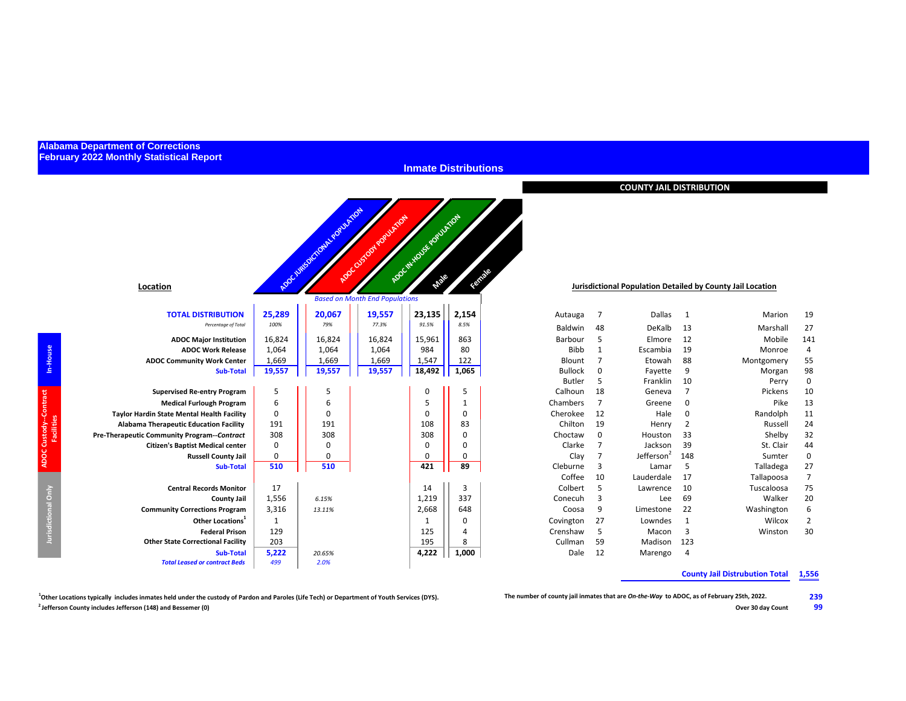**Alabama Department of Corrections**
**February 2022 Monthly Statistical Report**

## Inmate Distributions

| | Location | ADOC JURISDICTIONAL POPULATION | ADOC CUSTODY POPULATION | ADOC IN-HOUSE POPULATION | Male | Female |
|---|---|---|---|---|---|---|
| | | | *Based on Month End Populations* | | | |
| | **TOTAL DISTRIBUTION** | **25,289** | **20,067** | **19,557** | **23,135** | **2,154** |
| | *Percentage of Total* | *100%* | *79%* | *77.3%* | *91.5%* | *8.5%* |
| In-House | ADOC Major Institution | 16,824 | 16,824 | 16,824 | 15,961 | 863 |
| In-House | ADOC Work Release | 1,064 | 1,064 | 1,064 | 984 | 80 |
| In-House | ADOC Community Work Center | 1,669 | 1,669 | 1,669 | 1,547 | 122 |
| In-House | **Sub-Total** | **19,557** | **19,557** | **19,557** | **18,492** | **1,065** |
| ADOC Custody--Contract Facilities | Supervised Re-entry Program | 5 | 5 | | 0 | 5 |
| ADOC Custody--Contract Facilities | Medical Furlough Program | 6 | 6 | | 5 | 1 |
| ADOC Custody--Contract Facilities | Taylor Hardin State Mental Health Facility | 0 | 0 | | 0 | 0 |
| ADOC Custody--Contract Facilities | Alabama Therapeutic Education Facility | 191 | 191 | | 108 | 83 |
| ADOC Custody--Contract Facilities | Pre-Therapeutic Community Program--*Contract* | 308 | 308 | | 308 | 0 |
| ADOC Custody--Contract Facilities | Citizen's Baptist Medical center | 0 | 0 | | 0 | 0 |
| ADOC Custody--Contract Facilities | Russell County Jail | 0 | 0 | | 0 | 0 |
| ADOC Custody--Contract Facilities | **Sub-Total** | **510** | **510** | | **421** | **89** |
| Jurisdictional Only | Central Records Monitor | 17 | | | 14 | 3 |
| Jurisdictional Only | County Jail | 1,556 | *6.15%* | | 1,219 | 337 |
| Jurisdictional Only | Community Corrections Program | 3,316 | *13.11%* | | 2,668 | 648 |
| Jurisdictional Only | Other Locations[1] | 1 | | | 1 | 0 |
| Jurisdictional Only | Federal Prison | 129 | | | 125 | 4 |
| Jurisdictional Only | Other State Correctional Facility | 203 | | | 195 | 8 |
| Jurisdictional Only | **Sub-Total** | **5,222** | *20.65%* | | **4,222** | **1,000** |
| | *Total Leased or contract Beds* | *499* | *2.0%* | | | |

### COUNTY JAIL DISTRIBUTION

**Jurisdictional Population Detailed by County Jail Location**

| County | Count | County | Count | County | Count |
|---|---|---|---|---|---|
| Autauga | 7 | Dallas | 1 | Marion | 19 |
| Baldwin | 48 | DeKalb | 13 | Marshall | 27 |
| Barbour | 5 | Elmore | 12 | Mobile | 141 |
| Bibb | 1 | Escambia | 19 | Monroe | 4 |
| Blount | 7 | Etowah | 88 | Montgomery | 55 |
| Bullock | 0 | Fayette | 9 | Morgan | 98 |
| Butler | 5 | Franklin | 10 | Perry | 0 |
| Calhoun | 18 | Geneva | 7 | Pickens | 10 |
| Chambers | 7 | Greene | 0 | Pike | 13 |
| Cherokee | 12 | Hale | 0 | Randolph | 11 |
| Chilton | 19 | Henry | 2 | Russell | 24 |
| Choctaw | 0 | Houston | 33 | Shelby | 32 |
| Clarke | 7 | Jackson | 39 | St. Clair | 44 |
| Clay | 7 | Jefferson[2] | 148 | Sumter | 0 |
| Cleburne | 3 | Lamar | 5 | Talladega | 27 |
| Coffee | 10 | Lauderdale | 17 | Tallapoosa | 7 |
| Colbert | 5 | Lawrence | 10 | Tuscaloosa | 75 |
| Conecuh | 3 | Lee | 69 | Walker | 20 |
| Coosa | 9 | Limestone | 22 | Washington | 6 |
| Covington | 27 | Lowndes | 1 | Wilcox | 2 |
| Crenshaw | 5 | Macon | 3 | Winston | 30 |
| Cullman | 59 | Madison | 123 | | |
| Dale | 12 | Marengo | 4 | | |

**County Jail Distrubution Total** **1,556**

**The number of county jail inmates that are *On-the-Way* to ADOC, as of February 25th, 2022.** **239**

**Over 30 day Count** **99**

[1]**Other Locations typically includes inmates held under the custody of Pardon and Paroles (Life Tech) or Department of Youth Services (DYS).**

[2]**Jefferson County includes Jefferson (148) and Bessemer (0)**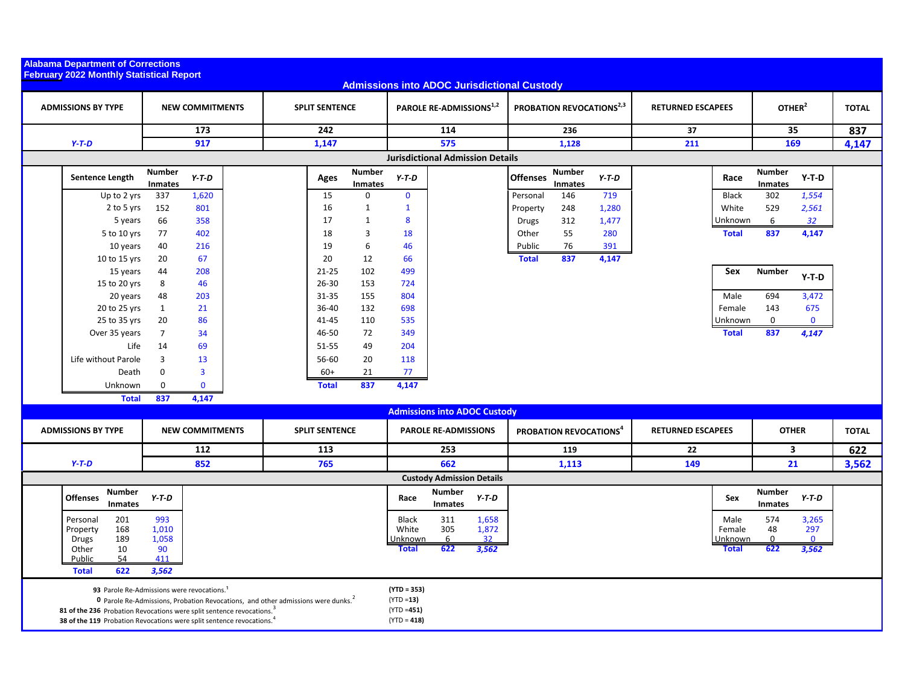**Alabama Department of Corrections**
**February 2022 Monthly Statistical Report**

## Admissions into ADOC Jurisdictional Custody

| ADMISSIONS BY TYPE | NEW COMMITMENTS | SPLIT SENTENCE | PAROLE RE-ADMISSIONS[1,2] | PROBATION REVOCATIONS[2,3] | RETURNED ESCAPEES | OTHER[2] | TOTAL |
|---|---|---|---|---|---|---|---|
| | 173 | 242 | 114 | 236 | 37 | 35 | 837 |
| *Y-T-D* | 917 | 1,147 | 575 | 1,128 | 211 | 169 | 4,147 |

### Jurisdictional Admission Details

| Sentence Length | Number Inmates | *Y-T-D* |
|---|---|---|
| Up to 2 yrs | 337 | 1,620 |
| 2 to 5 yrs | 152 | 801 |
| 5 years | 66 | 358 |
| 5 to 10 yrs | 77 | 402 |
| 10 years | 40 | 216 |
| 10 to 15 yrs | 20 | 67 |
| 15 years | 44 | 208 |
| 15 to 20 yrs | 8 | 46 |
| 20 years | 48 | 203 |
| 20 to 25 yrs | 1 | 21 |
| 25 to 35 yrs | 20 | 86 |
| Over 35 years | 7 | 34 |
| Life | 14 | 69 |
| Life without Parole | 3 | 13 |
| Death | 0 | 3 |
| Unknown | 0 | 0 |
| **Total** | **837** | **4,147** |

| Ages | Number Inmates | *Y-T-D* |
|---|---|---|
| 15 | 0 | 0 |
| 16 | 1 | 1 |
| 17 | 1 | 8 |
| 18 | 3 | 18 |
| 19 | 6 | 46 |
| 20 | 12 | 66 |
| 21-25 | 102 | 499 |
| 26-30 | 153 | 724 |
| 31-35 | 155 | 804 |
| 36-40 | 132 | 698 |
| 41-45 | 110 | 535 |
| 46-50 | 72 | 349 |
| 51-55 | 49 | 204 |
| 56-60 | 20 | 118 |
| 60+ | 21 | 77 |
| **Total** | **837** | **4,147** |

| Offenses | Number Inmates | *Y-T-D* |
|---|---|---|
| Personal | 146 | 719 |
| Property | 248 | 1,280 |
| Drugs | 312 | 1,477 |
| Other | 55 | 280 |
| Public | 76 | 391 |
| **Total** | **837** | **4,147** |

| Race | Number Inmates | Y-T-D |
|---|---|---|
| Black | 302 | *1,554* |
| White | 529 | *2,561* |
| Unknown | 6 | *32* |
| **Total** | **837** | **4,147** |

| Sex | Number | Y-T-D |
|---|---|---|
| Male | 694 | 3,472 |
| Female | 143 | 675 |
| Unknown | 0 | 0 |
| **Total** | **837** | ***4,147*** |

## Admissions into ADOC Custody

| ADMISSIONS BY TYPE | NEW COMMITMENTS | SPLIT SENTENCE | PAROLE RE-ADMISSIONS | PROBATION REVOCATIONS[4] | RETURNED ESCAPEES | OTHER | TOTAL |
|---|---|---|---|---|---|---|---|
| | 112 | 113 | 253 | 119 | 22 | 3 | 622 |
| *Y-T-D* | 852 | 765 | 662 | 1,113 | 149 | 21 | 3,562 |

### Custody Admission Details

| Offenses | Number Inmates | *Y-T-D* |
|---|---|---|
| Personal | 201 | 993 |
| Property | 168 | 1,010 |
| Drugs | 189 | 1,058 |
| Other | 10 | 90 |
| Public | 54 | 411 |
| **Total** | **622** | ***3,562*** |

| Race | Number Inmates | *Y-T-D* |
|---|---|---|
| Black | 311 | 1,658 |
| White | 305 | 1,872 |
| Unknown | 6 | 32 |
| **Total** | **622** | ***3,562*** |

| Sex | Number Inmates | *Y-T-D* |
|---|---|---|
| Male | 574 | 3,265 |
| Female | 48 | 297 |
| Unknown | 0 | 0 |
| **Total** | **622** | ***3,562*** |

**93** Parole Re-Admissions were revocations.[1] **(YTD = 353)**

**0** Parole Re-Admissions, Probation Revocations, and other admissions were dunks.[2] (YTD =**13**)

**81 of the 236** Probation Revocations were split sentence revocations.[3] (YTD =**451**)

**38 of the 119** Probation Revocations were split sentence revocations.[4] (YTD = **418**)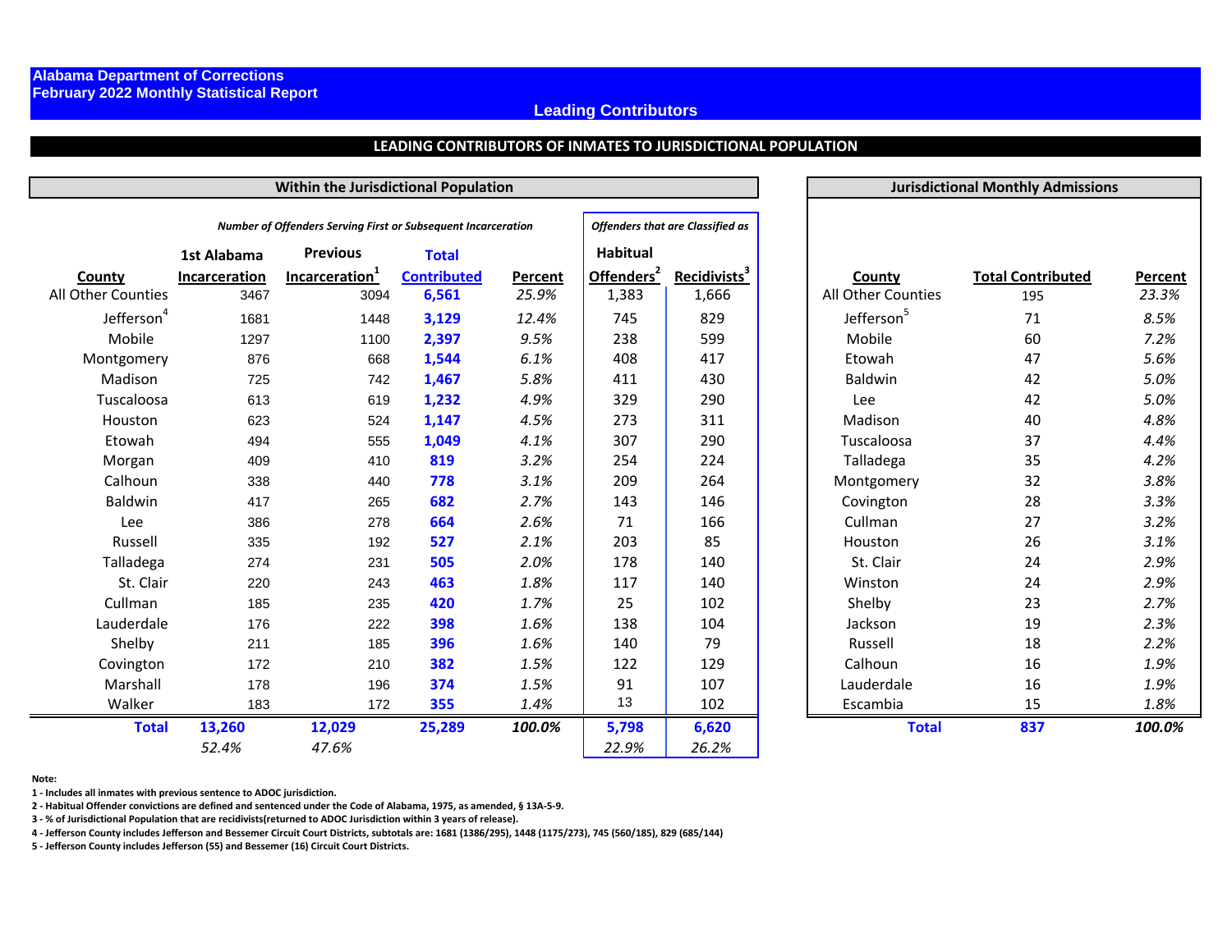Alabama Department of Corrections
February 2022 Monthly Statistical Report

## Leading Contributors

### LEADING CONTRIBUTORS OF INMATES TO JURISDICTIONAL POPULATION

#### Within the Jurisdictional Population

| | *Number of Offenders Serving First or Subsequent Incarceration* | | | | *Offenders that are Classified as* | |
|---|---|---|---|---|---|---|
| County | 1st Alabama Incarceration | Previous Incarceration[1] | Total Contributed | Percent | Habitual Offenders[2] | Recidivists[3] |
| All Other Counties | 3467 | 3094 | 6,561 | 25.9% | 1,383 | 1,666 |
| Jefferson[4] | 1681 | 1448 | 3,129 | 12.4% | 745 | 829 |
| Mobile | 1297 | 1100 | 2,397 | 9.5% | 238 | 599 |
| Montgomery | 876 | 668 | 1,544 | 6.1% | 408 | 417 |
| Madison | 725 | 742 | 1,467 | 5.8% | 411 | 430 |
| Tuscaloosa | 613 | 619 | 1,232 | 4.9% | 329 | 290 |
| Houston | 623 | 524 | 1,147 | 4.5% | 273 | 311 |
| Etowah | 494 | 555 | 1,049 | 4.1% | 307 | 290 |
| Morgan | 409 | 410 | 819 | 3.2% | 254 | 224 |
| Calhoun | 338 | 440 | 778 | 3.1% | 209 | 264 |
| Baldwin | 417 | 265 | 682 | 2.7% | 143 | 146 |
| Lee | 386 | 278 | 664 | 2.6% | 71 | 166 |
| Russell | 335 | 192 | 527 | 2.1% | 203 | 85 |
| Talladega | 274 | 231 | 505 | 2.0% | 178 | 140 |
| St. Clair | 220 | 243 | 463 | 1.8% | 117 | 140 |
| Cullman | 185 | 235 | 420 | 1.7% | 25 | 102 |
| Lauderdale | 176 | 222 | 398 | 1.6% | 138 | 104 |
| Shelby | 211 | 185 | 396 | 1.6% | 140 | 79 |
| Covington | 172 | 210 | 382 | 1.5% | 122 | 129 |
| Marshall | 178 | 196 | 374 | 1.5% | 91 | 107 |
| Walker | 183 | 172 | 355 | 1.4% | 13 | 102 |
| **Total** | **13,260** | **12,029** | **25,289** | **100.0%** | **5,798** | **6,620** |
| | *52.4%* | *47.6%* | | | *22.9%* | *26.2%* |

#### Jurisdictional Monthly Admissions

| County | Total Contributed | Percent |
|---|---|---|
| All Other Counties | 195 | 23.3% |
| Jefferson[5] | 71 | 8.5% |
| Mobile | 60 | 7.2% |
| Etowah | 47 | 5.6% |
| Baldwin | 42 | 5.0% |
| Lee | 42 | 5.0% |
| Madison | 40 | 4.8% |
| Tuscaloosa | 37 | 4.4% |
| Talladega | 35 | 4.2% |
| Montgomery | 32 | 3.8% |
| Covington | 28 | 3.3% |
| Cullman | 27 | 3.2% |
| Houston | 26 | 3.1% |
| St. Clair | 24 | 2.9% |
| Winston | 24 | 2.9% |
| Shelby | 23 | 2.7% |
| Jackson | 19 | 2.3% |
| Russell | 18 | 2.2% |
| Calhoun | 16 | 1.9% |
| Lauderdale | 16 | 1.9% |
| Escambia | 15 | 1.8% |
| **Total** | **837** | **100.0%** |

**Note:**

1 - Includes all inmates with previous sentence to ADOC jurisdiction.

2 - Habitual Offender convictions are defined and sentenced under the Code of Alabama, 1975, as amended, § 13A-5-9.

3 - % of Jurisdictional Population that are recidivists(returned to ADOC Jurisdiction within 3 years of release).

4 - Jefferson County includes Jefferson and Bessemer Circuit Court Districts, subtotals are: 1681 (1386/295), 1448 (1175/273), 745 (560/185), 829 (685/144)

5 - Jefferson County includes Jefferson (55) and Bessemer (16) Circuit Court Districts.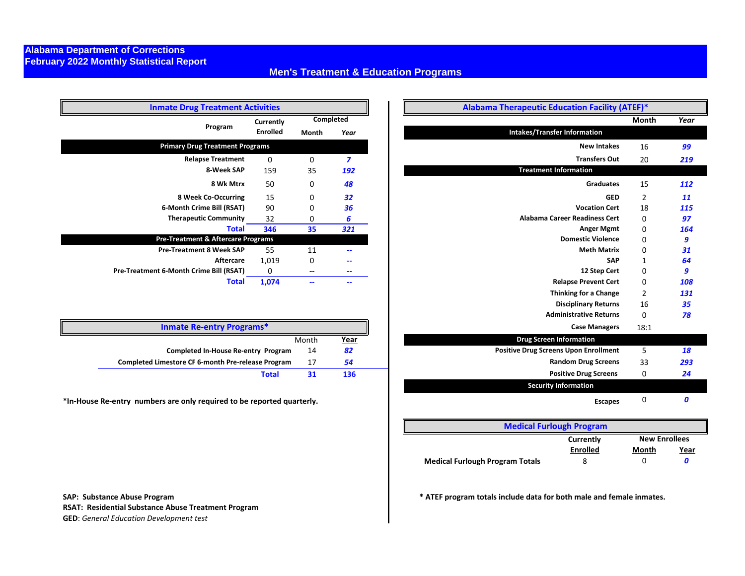# Alabama Department of Corrections
## February 2022 Monthly Statistical Report

## Men's Treatment & Education Programs

### Inmate Drug Treatment Activities

| Program | Currently Enrolled | Completed Month | Completed Year |
|---|---|---|---|
| **Primary Drug Treatment Programs** | | | |
| Relapse Treatment | 0 | 0 | 7 |
| 8-Week SAP | 159 | 35 | 192 |
| 8 Wk Mtrx | 50 | 0 | 48 |
| 8 Week Co-Occurring | 15 | 0 | 32 |
| 6-Month Crime Bill (RSAT) | 90 | 0 | 36 |
| Therapeutic Community | 32 | 0 | 6 |
| **Total** | **346** | **35** | **321** |
| **Pre-Treatment & Aftercare Programs** | | | |
| Pre-Treatment 8 Week SAP | 55 | 11 | -- |
| Aftercare | 1,019 | 0 | -- |
| Pre-Treatment 6-Month Crime Bill (RSAT) | 0 | -- | -- |
| **Total** | **1,074** | -- | -- |

### Inmate Re-entry Programs*

| | Month | Year |
|---|---|---|
| Completed In-House Re-entry Program | 14 | 82 |
| Completed Limestore CF 6-month Pre-release Program | 17 | 54 |
| **Total** | **31** | **136** |

***In-House Re-entry numbers are only required to be reported quarterly.**

### Alabama Therapeutic Education Facility (ATEF)*

| | Month | Year |
|---|---|---|
| **Intakes/Transfer Information** | | |
| New Intakes | 16 | 99 |
| Transfers Out | 20 | 219 |
| **Treatment Information** | | |
| Graduates | 15 | 112 |
| GED | 2 | 11 |
| Vocation Cert | 18 | 115 |
| Alabama Career Readiness Cert | 0 | 97 |
| Anger Mgmt | 0 | 164 |
| Domestic Violence | 0 | 9 |
| Meth Matrix | 0 | 31 |
| SAP | 1 | 64 |
| 12 Step Cert | 0 | 9 |
| Relapse Prevent Cert | 0 | 108 |
| Thinking for a Change | 2 | 131 |
| Disciplinary Returns | 16 | 35 |
| Administrative Returns | 0 | 78 |
| Case Managers | 18:1 | |
| **Drug Screen Information** | | |
| Positive Drug Screens Upon Enrollment | 5 | 18 |
| Random Drug Screens | 33 | 293 |
| Positive Drug Screens | 0 | 24 |
| **Security Information** | | |
| Escapes | 0 | 0 |

### Medical Furlough Program

| | Currently Enrolled | New Enrollees Month | New Enrollees Year |
|---|---|---|---|
| Medical Furlough Program Totals | 8 | 0 | 0 |

**SAP: Substance Abuse Program**
**RSAT: Residential Substance Abuse Treatment Program**
**GED**: *General Education Development test*

**\* ATEF program totals include data for both male and female inmates.**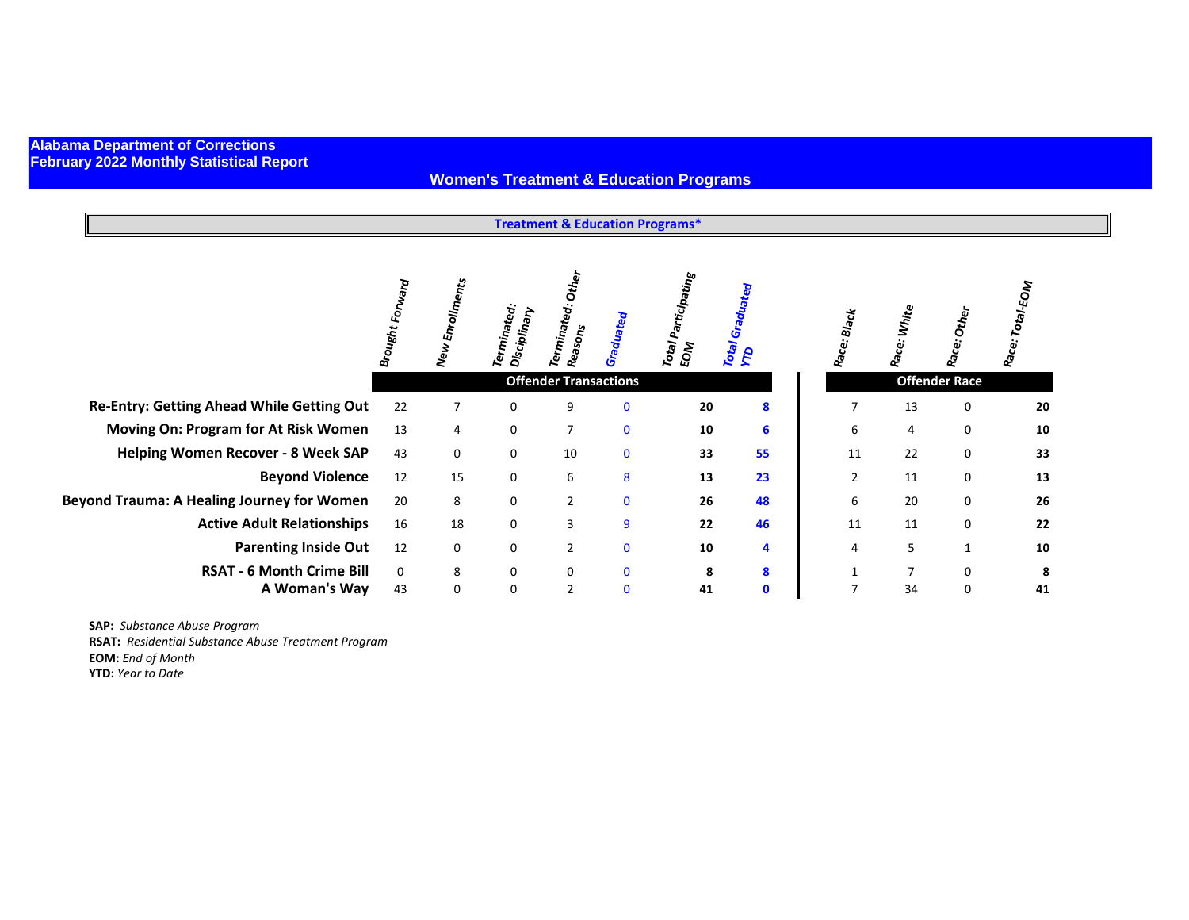**Alabama Department of Corrections**
**February 2022 Monthly Statistical Report**

## Women's Treatment & Education Programs

### Treatment & Education Programs*

| | Offender Transactions | | | | | | | Offender Race | | | |
|---|---|---|---|---|---|---|---|---|---|---|---|
| | Brought Forward | New Enrollments | Terminated: Disciplinary | Terminated: Other Reasons | Graduated | Total Participating EOM | Total Graduated YTD | Race: Black | Race: White | Race: Other | Race: Total-EOM |
| **Re-Entry: Getting Ahead While Getting Out** | 22 | 7 | 0 | 9 | 0 | **20** | **8** | 7 | 13 | 0 | **20** |
| **Moving On: Program for At Risk Women** | 13 | 4 | 0 | 7 | 0 | **10** | **6** | 6 | 4 | 0 | **10** |
| **Helping Women Recover - 8 Week SAP** | 43 | 0 | 0 | 10 | 0 | **33** | **55** | 11 | 22 | 0 | **33** |
| **Beyond Violence** | 12 | 15 | 0 | 6 | 8 | **13** | **23** | 2 | 11 | 0 | **13** |
| **Beyond Trauma: A Healing Journey for Women** | 20 | 8 | 0 | 2 | 0 | **26** | **48** | 6 | 20 | 0 | **26** |
| **Active Adult Relationships** | 16 | 18 | 0 | 3 | 9 | **22** | **46** | 11 | 11 | 0 | **22** |
| **Parenting Inside Out** | 12 | 0 | 0 | 2 | 0 | **10** | **4** | 4 | 5 | 1 | **10** |
| **RSAT - 6 Month Crime Bill** | 0 | 8 | 0 | 0 | 0 | **8** | **8** | 1 | 7 | 0 | **8** |
| **A Woman's Way** | 43 | 0 | 0 | 2 | 0 | **41** | **0** | 7 | 34 | 0 | **41** |

**SAP:** *Substance Abuse Program*
**RSAT:** *Residential Substance Abuse Treatment Program*
**EOM:** *End of Month*
**YTD:** *Year to Date*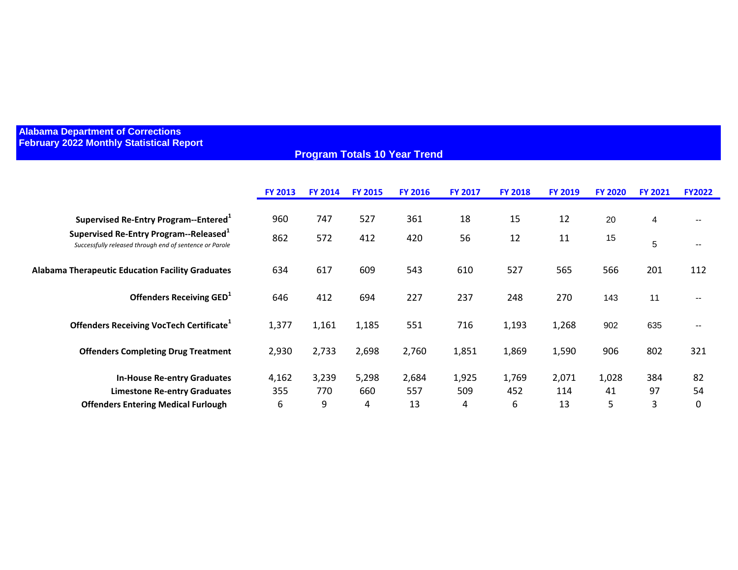**Alabama Department of Corrections**
**February 2022 Monthly Statistical Report**

## Program Totals 10 Year Trend

| | FY 2013 | FY 2014 | FY 2015 | FY 2016 | FY 2017 | FY 2018 | FY 2019 | FY 2020 | FY 2021 | FY2022 |
|---|---|---|---|---|---|---|---|---|---|---|
| **Supervised Re-Entry Program--Entered**[1] | 960 | 747 | 527 | 361 | 18 | 15 | 12 | 20 | 4 | -- |
| **Supervised Re-Entry Program--Released**[1] *Successfully released through end of sentence or Parole* | 862 | 572 | 412 | 420 | 56 | 12 | 11 | 15 | 5 | -- |
| **Alabama Therapeutic Education Facility Graduates** | 634 | 617 | 609 | 543 | 610 | 527 | 565 | 566 | 201 | 112 |
| **Offenders Receiving GED**[1] | 646 | 412 | 694 | 227 | 237 | 248 | 270 | 143 | 11 | -- |
| **Offenders Receiving VocTech Certificate**[1] | 1,377 | 1,161 | 1,185 | 551 | 716 | 1,193 | 1,268 | 902 | 635 | -- |
| **Offenders Completing Drug Treatment** | 2,930 | 2,733 | 2,698 | 2,760 | 1,851 | 1,869 | 1,590 | 906 | 802 | 321 |
| **In-House Re-entry Graduates** | 4,162 | 3,239 | 5,298 | 2,684 | 1,925 | 1,769 | 2,071 | 1,028 | 384 | 82 |
| **Limestone Re-entry Graduates** | 355 | 770 | 660 | 557 | 509 | 452 | 114 | 41 | 97 | 54 |
| **Offenders Entering Medical Furlough** | 6 | 9 | 4 | 13 | 4 | 6 | 13 | 5 | 3 | 0 |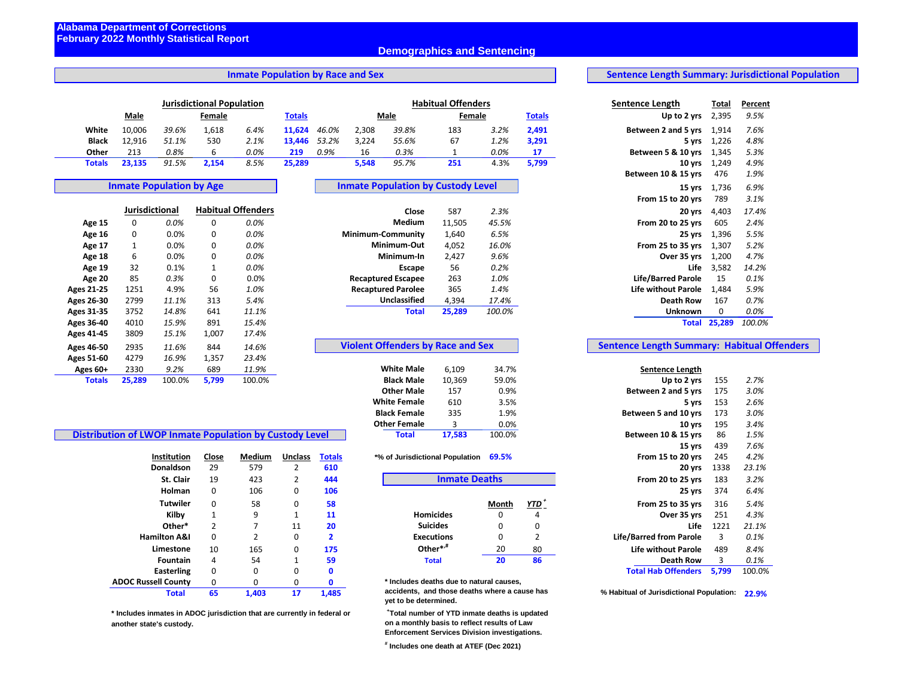# Alabama Department of Corrections
## February 2022 Monthly Statistical Report

## Demographics and Sentencing

### Inmate Population by Race and Sex

| | Jurisdictional Population | | | | | | Habitual Offenders | | | | |
|---|---|---|---|---|---|---|---|---|---|---|---|
| | Male | | Female | | Totals | | Male | | Female | | Totals |
| White | 10,006 | 39.6% | 1,618 | 6.4% | 11,624 | 46.0% | 2,308 | 39.8% | 183 | 3.2% | 2,491 |
| Black | 12,916 | 51.1% | 530 | 2.1% | 13,446 | 53.2% | 3,224 | 55.6% | 67 | 1.2% | 3,291 |
| Other | 213 | 0.8% | 6 | 0.0% | 219 | 0.9% | 16 | 0.3% | 1 | 0.0% | 17 |
| Totals | 23,135 | 91.5% | 2,154 | 8.5% | 25,289 | | 5,548 | 95.7% | 251 | 4.3% | 5,799 |

### Inmate Population by Age

| | Jurisdictional | | Habitual Offenders | |
|---|---|---|---|---|
| Age 15 | 0 | 0.0% | 0 | 0.0% |
| Age 16 | 0 | 0.0% | 0 | 0.0% |
| Age 17 | 1 | 0.0% | 0 | 0.0% |
| Age 18 | 6 | 0.0% | 0 | 0.0% |
| Age 19 | 32 | 0.1% | 1 | 0.0% |
| Age 20 | 85 | 0.3% | 0 | 0.0% |
| Ages 21-25 | 1251 | 4.9% | 56 | 1.0% |
| Ages 26-30 | 2799 | 11.1% | 313 | 5.4% |
| Ages 31-35 | 3752 | 14.8% | 641 | 11.1% |
| Ages 36-40 | 4010 | 15.9% | 891 | 15.4% |
| Ages 41-45 | 3809 | 15.1% | 1,007 | 17.4% |
| Ages 46-50 | 2935 | 11.6% | 844 | 14.6% |
| Ages 51-60 | 4279 | 16.9% | 1,357 | 23.4% |
| Ages 60+ | 2330 | 9.2% | 689 | 11.9% |
| Totals | 25,289 | 100.0% | 5,799 | 100.0% |

### Inmate Population by Custody Level

| | | |
|---|---|---|
| Close | 587 | 2.3% |
| Medium | 11,505 | 45.5% |
| Minimum-Community | 1,640 | 6.5% |
| Minimum-Out | 4,052 | 16.0% |
| Minimum-In | 2,427 | 9.6% |
| Escape | 56 | 0.2% |
| Recaptured Escapee | 263 | 1.0% |
| Recaptured Parolee | 365 | 1.4% |
| Unclassified | 4,394 | 17.4% |
| Total | 25,289 | 100.0% |

### Violent Offenders by Race and Sex

| | | |
|---|---|---|
| White Male | 6,109 | 34.7% |
| Black Male | 10,369 | 59.0% |
| Other Male | 157 | 0.9% |
| White Female | 610 | 3.5% |
| Black Female | 335 | 1.9% |
| Other Female | 3 | 0.0% |
| Total | 17,583 | 100.0% |

*% of Jurisdictional Population **69.5%**

### Distribution of LWOP Inmate Population by Custody Level

| Institution | Close | Medium | Unclass | Totals |
|---|---|---|---|---|
| Donaldson | 29 | 579 | 2 | 610 |
| St. Clair | 19 | 423 | 2 | 444 |
| Holman | 0 | 106 | 0 | 106 |
| Tutwiler | 0 | 58 | 0 | 58 |
| Kilby | 1 | 9 | 1 | 11 |
| Other* | 2 | 7 | 11 | 20 |
| Hamilton A&I | 0 | 2 | 0 | 2 |
| Limestone | 10 | 165 | 0 | 175 |
| Fountain | 4 | 54 | 1 | 59 |
| Easterling | 0 | 0 | 0 | 0 |
| ADOC Russell County | 0 | 0 | 0 | 0 |
| Total | 65 | 1,403 | 17 | 1,485 |

* Includes inmates in ADOC jurisdiction that are currently in federal or another state's custody.

### Inmate Deaths

| | Month | YTD + |
|---|---|---|
| Homicides | 0 | 4 |
| Suicides | 0 | 0 |
| Executions | 0 | 2 |
| Other*,# | 20 | 80 |
| Total | 20 | 86 |

* Includes deaths due to natural causes, accidents, and those deaths where a cause has yet to be determined.

+ Total number of YTD inmate deaths is updated on a monthly basis to reflect results of Law Enforcement Services Division investigations.

# Includes one death at ATEF (Dec 2021)

### Sentence Length Summary: Jurisdictional Population

| Sentence Length | Total | Percent |
|---|---|---|
| Up to 2 yrs | 2,395 | 9.5% |
| Between 2 and 5 yrs | 1,914 | 7.6% |
| 5 yrs | 1,226 | 4.8% |
| Between 5 & 10 yrs | 1,345 | 5.3% |
| 10 yrs | 1,249 | 4.9% |
| Between 10 & 15 yrs | 476 | 1.9% |
| 15 yrs | 1,736 | 6.9% |
| From 15 to 20 yrs | 789 | 3.1% |
| 20 yrs | 4,403 | 17.4% |
| From 20 to 25 yrs | 605 | 2.4% |
| 25 yrs | 1,396 | 5.5% |
| From 25 to 35 yrs | 1,307 | 5.2% |
| Over 35 yrs | 1,200 | 4.7% |
| Life | 3,582 | 14.2% |
| Life/Barred Parole | 15 | 0.1% |
| Life without Parole | 1,484 | 5.9% |
| Death Row | 167 | 0.7% |
| Unknown | 0 | 0.0% |
| Total | 25,289 | 100.0% |

### Sentence Length Summary: Habitual Offenders

| Sentence Length | | |
|---|---|---|
| Up to 2 yrs | 155 | 2.7% |
| Between 2 and 5 yrs | 175 | 3.0% |
| 5 yrs | 153 | 2.6% |
| Between 5 and 10 yrs | 173 | 3.0% |
| 10 yrs | 195 | 3.4% |
| Between 10 & 15 yrs | 86 | 1.5% |
| 15 yrs | 439 | 7.6% |
| From 15 to 20 yrs | 245 | 4.2% |
| 20 yrs | 1338 | 23.1% |
| From 20 to 25 yrs | 183 | 3.2% |
| 25 yrs | 374 | 6.4% |
| From 25 to 35 yrs | 316 | 5.4% |
| Over 35 yrs | 251 | 4.3% |
| Life | 1221 | 21.1% |
| Life/Barred from Parole | 3 | 0.1% |
| Life without Parole | 489 | 8.4% |
| Death Row | 3 | 0.1% |
| Total Hab Offenders | 5,799 | 100.0% |

% Habitual of Jurisdictional Population: **22.9%**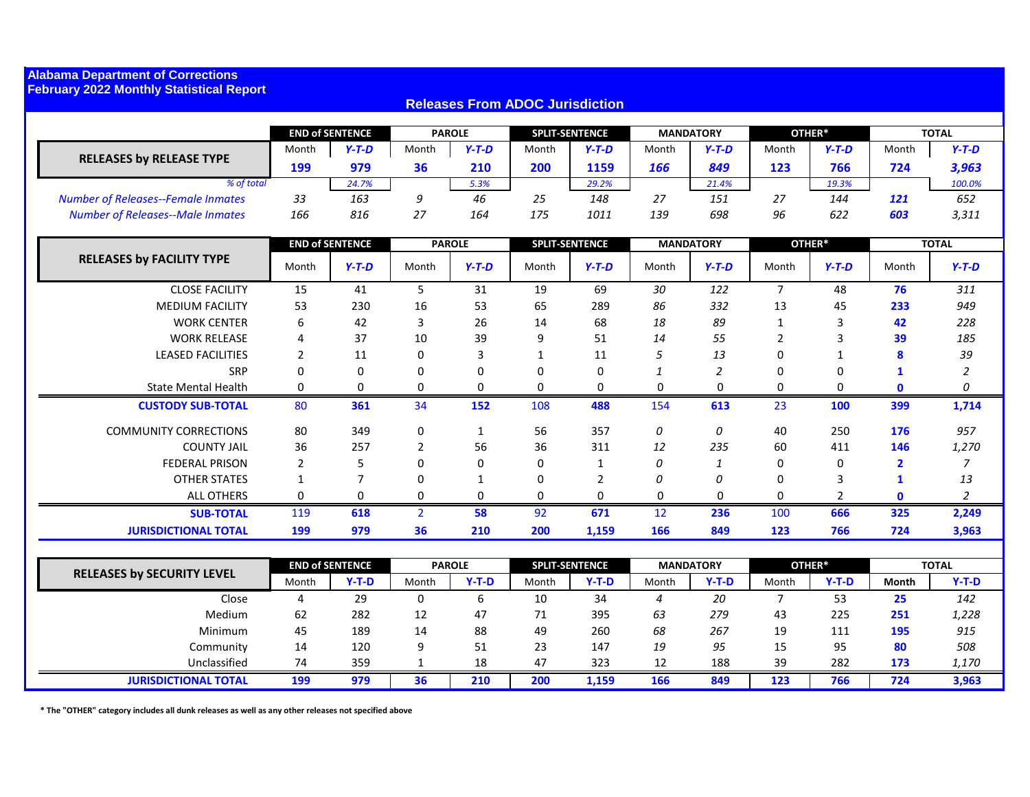**Alabama Department of Corrections**
**February 2022 Monthly Statistical Report**

## Releases From ADOC Jurisdiction

| RELEASES by RELEASE TYPE | END of SENTENCE | | PAROLE | | SPLIT-SENTENCE | | MANDATORY | | OTHER* | | TOTAL | |
|---|---|---|---|---|---|---|---|---|---|---|---|---|
| | Month | Y-T-D | Month | Y-T-D | Month | Y-T-D | Month | Y-T-D | Month | Y-T-D | Month | Y-T-D |
| | 199 | 979 | 36 | 210 | 200 | 1159 | 166 | 849 | 123 | 766 | 724 | 3,963 |
| *% of total* | | 24.7% | | 5.3% | | 29.2% | | 21.4% | | 19.3% | | 100.0% |
| *Number of Releases--Female Inmates* | 33 | 163 | 9 | 46 | 25 | 148 | 27 | 151 | 27 | 144 | 121 | 652 |
| *Number of Releases--Male Inmates* | 166 | 816 | 27 | 164 | 175 | 1011 | 139 | 698 | 96 | 622 | 603 | 3,311 |

| RELEASES by FACILITY TYPE | END of SENTENCE | | PAROLE | | SPLIT-SENTENCE | | MANDATORY | | OTHER* | | TOTAL | |
|---|---|---|---|---|---|---|---|---|---|---|---|---|
| | Month | Y-T-D | Month | Y-T-D | Month | Y-T-D | Month | Y-T-D | Month | Y-T-D | Month | Y-T-D |
| CLOSE FACILITY | 15 | 41 | 5 | 31 | 19 | 69 | 30 | 122 | 7 | 48 | 76 | 311 |
| MEDIUM FACILITY | 53 | 230 | 16 | 53 | 65 | 289 | 86 | 332 | 13 | 45 | 233 | 949 |
| WORK CENTER | 6 | 42 | 3 | 26 | 14 | 68 | 18 | 89 | 1 | 3 | 42 | 228 |
| WORK RELEASE | 4 | 37 | 10 | 39 | 9 | 51 | 14 | 55 | 2 | 3 | 39 | 185 |
| LEASED FACILITIES | 2 | 11 | 0 | 3 | 1 | 11 | 5 | 13 | 0 | 1 | 8 | 39 |
| SRP | 0 | 0 | 0 | 0 | 0 | 0 | 1 | 2 | 0 | 0 | 1 | 2 |
| State Mental Health | 0 | 0 | 0 | 0 | 0 | 0 | 0 | 0 | 0 | 0 | 0 | 0 |
| **CUSTODY SUB-TOTAL** | 80 | **361** | 34 | **152** | 108 | **488** | 154 | **613** | 23 | **100** | **399** | **1,714** |
| COMMUNITY CORRECTIONS | 80 | 349 | 0 | 1 | 56 | 357 | 0 | 0 | 40 | 250 | 176 | 957 |
| COUNTY JAIL | 36 | 257 | 2 | 56 | 36 | 311 | 12 | 235 | 60 | 411 | 146 | 1,270 |
| FEDERAL PRISON | 2 | 5 | 0 | 0 | 0 | 1 | 0 | 1 | 0 | 0 | 2 | 7 |
| OTHER STATES | 1 | 7 | 0 | 1 | 0 | 2 | 0 | 0 | 0 | 3 | 1 | 13 |
| ALL OTHERS | 0 | 0 | 0 | 0 | 0 | 0 | 0 | 0 | 0 | 2 | 0 | 2 |
| **SUB-TOTAL** | 119 | **618** | 2 | **58** | 92 | **671** | 12 | **236** | 100 | **666** | **325** | **2,249** |
| **JURISDICTIONAL TOTAL** | **199** | **979** | **36** | **210** | **200** | **1,159** | **166** | **849** | **123** | **766** | **724** | **3,963** |

| RELEASES by SECURITY LEVEL | END of SENTENCE | | PAROLE | | SPLIT-SENTENCE | | MANDATORY | | OTHER* | | TOTAL | |
|---|---|---|---|---|---|---|---|---|---|---|---|---|
| | Month | Y-T-D | Month | Y-T-D | Month | Y-T-D | Month | Y-T-D | Month | Y-T-D | Month | Y-T-D |
| Close | 4 | 29 | 0 | 6 | 10 | 34 | 4 | 20 | 7 | 53 | 25 | 142 |
| Medium | 62 | 282 | 12 | 47 | 71 | 395 | 63 | 279 | 43 | 225 | 251 | 1,228 |
| Minimum | 45 | 189 | 14 | 88 | 49 | 260 | 68 | 267 | 19 | 111 | 195 | 915 |
| Community | 14 | 120 | 9 | 51 | 23 | 147 | 19 | 95 | 15 | 95 | 80 | 508 |
| Unclassified | 74 | 359 | 1 | 18 | 47 | 323 | 12 | 188 | 39 | 282 | 173 | 1,170 |
| **JURISDICTIONAL TOTAL** | **199** | **979** | **36** | **210** | **200** | **1,159** | **166** | **849** | **123** | **766** | **724** | **3,963** |

**\* The "OTHER" category includes all dunk releases as well as any other releases not specified above**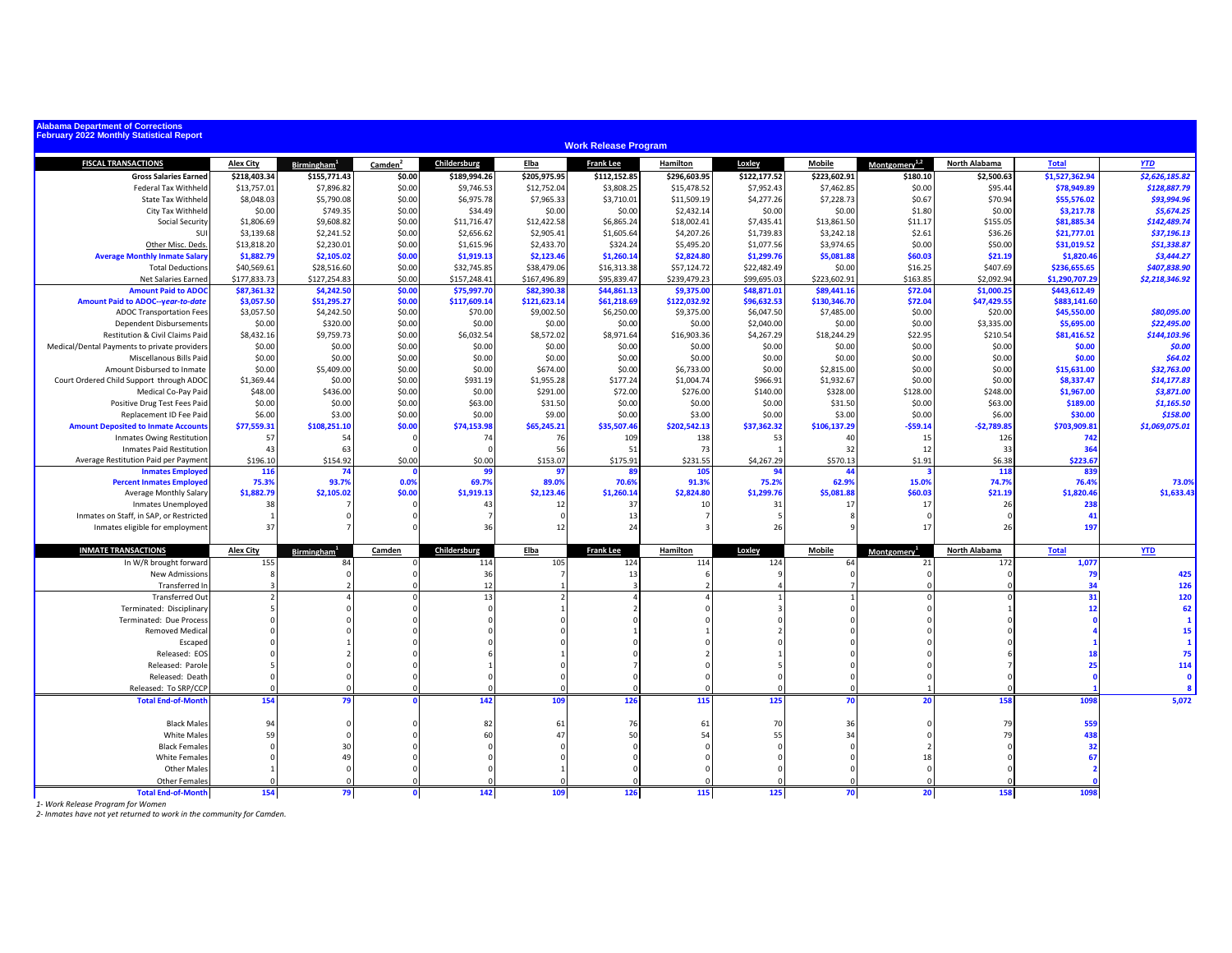**Alabama Department of Corrections**
**February 2022 Monthly Statistical Report**

## Work Release Program

| FISCAL TRANSACTIONS | Alex City | Birmingham[1] | Camden[2] | Childersburg | Elba | Frank Lee | Hamilton | Loxley | Mobile | Montgomery[1,2] | North Alabama | Total | YTD |
|---|---|---|---|---|---|---|---|---|---|---|---|---|---|
| **Gross Salaries Earned** | $218,403.34 | $155,771.43 | $0.00 | $189,994.26 | $205,975.95 | $112,152.85 | $296,603.95 | $122,177.52 | $223,602.91 | $180.10 | $2,500.63 | $1,527,362.94 | $2,626,185.82 |
| Federal Tax Withheld | $13,757.01 | $7,896.82 | $0.00 | $9,746.53 | $12,752.04 | $3,808.25 | $15,478.52 | $7,952.43 | $7,462.85 | $0.00 | $95.44 | $78,949.89 | $128,887.79 |
| State Tax Withheld | $8,048.03 | $5,790.08 | $0.00 | $6,975.78 | $7,965.33 | $3,710.01 | $11,509.19 | $4,277.26 | $7,228.73 | $0.67 | $70.94 | $55,576.02 | $93,994.96 |
| City Tax Withheld | $0.00 | $749.35 | $0.00 | $34.49 | $0.00 | $0.00 | $2,432.14 | $0.00 | $0.00 | $1.80 | $0.00 | $3,217.78 | $5,674.25 |
| Social Security | $1,806.69 | $9,608.82 | $0.00 | $11,716.47 | $12,422.58 | $6,865.24 | $18,002.41 | $7,435.41 | $13,861.50 | $11.17 | $155.05 | $81,885.34 | $142,489.74 |
| SUI | $3,139.68 | $2,241.52 | $0.00 | $2,656.62 | $2,905.41 | $1,605.64 | $4,207.26 | $1,739.83 | $3,242.18 | $2.61 | $36.26 | $21,777.01 | $37,196.13 |
| Other Misc. Deds. | $13,818.20 | $2,230.01 | $0.00 | $1,615.96 | $2,433.70 | $324.24 | $5,495.20 | $1,077.56 | $3,974.65 | $0.00 | $50.00 | $31,019.52 | $51,338.87 |
| **Average Monthly Inmate Salary** | $1,882.79 | $2,105.02 | $0.00 | $1,919.13 | $2,123.46 | $1,260.14 | $2,824.80 | $1,299.76 | $5,081.88 | $60.03 | $21.19 | $1,820.46 | $3,444.27 |
| Total Deductions | $40,569.61 | $28,516.60 | $0.00 | $32,745.85 | $38,479.06 | $16,313.38 | $57,124.72 | $22,482.49 | $0.00 | $16.25 | $407.69 | $236,655.65 | $407,838.90 |
| Net Salaries Earned | $177,833.73 | $127,254.83 | $0.00 | $157,248.41 | $167,496.89 | $95,839.47 | $239,479.23 | $99,695.03 | $223,602.91 | $163.85 | $2,092.94 | $1,290,707.29 | $2,218,346.92 |
| **Amount Paid to ADOC** | $87,361.32 | $4,242.50 | $0.00 | $75,997.70 | $82,390.38 | $44,861.13 | $9,375.00 | $48,871.01 | $89,441.16 | $72.04 | $1,000.25 | $443,612.49 | |
| **Amount Paid to ADOC--year-to-date** | $3,057.50 | $51,295.27 | $0.00 | $117,609.14 | $121,623.14 | $61,218.69 | $122,032.92 | $96,632.53 | $130,346.70 | $72.04 | $47,429.55 | $883,141.60 | |
| ADOC Transportation Fees | $3,057.50 | $4,242.50 | $0.00 | $70.00 | $9,002.50 | $6,250.00 | $9,375.00 | $6,047.50 | $7,485.00 | $0.00 | $20.00 | $45,550.00 | $80,095.00 |
| Dependent Disbursements | $0.00 | $320.00 | $0.00 | $0.00 | $0.00 | $0.00 | $0.00 | $2,040.00 | $0.00 | $0.00 | $3,335.00 | $5,695.00 | $22,495.00 |
| Restitution & Civil Claims Paid | $8,432.16 | $9,759.73 | $0.00 | $6,032.54 | $8,572.02 | $8,971.64 | $16,903.36 | $4,267.29 | $18,244.29 | $22.95 | $210.54 | $81,416.52 | $144,103.96 |
| Medical/Dental Payments to private providers | $0.00 | $0.00 | $0.00 | $0.00 | $0.00 | $0.00 | $0.00 | $0.00 | $0.00 | $0.00 | $0.00 | $0.00 | $0.00 |
| Miscellanous Bills Paid | $0.00 | $0.00 | $0.00 | $0.00 | $0.00 | $0.00 | $0.00 | $0.00 | $0.00 | $0.00 | $0.00 | $0.00 | $64.02 |
| Amount Disbursed to Inmate | $0.00 | $5,409.00 | $0.00 | $0.00 | $674.00 | $0.00 | $6,733.00 | $0.00 | $2,815.00 | $0.00 | $0.00 | $15,631.00 | $32,763.00 |
| Court Ordered Child Support through ADOC | $1,369.44 | $0.00 | $0.00 | $931.19 | $1,955.28 | $177.24 | $1,004.74 | $966.91 | $1,932.67 | $0.00 | $0.00 | $8,337.47 | $14,177.83 |
| Medical Co-Pay Paid | $48.00 | $436.00 | $0.00 | $0.00 | $291.00 | $72.00 | $276.00 | $140.00 | $328.00 | $128.00 | $248.00 | $1,967.00 | $3,871.00 |
| Positive Drug Test Fees Paid | $0.00 | $0.00 | $0.00 | $63.00 | $31.50 | $0.00 | $0.00 | $0.00 | $31.50 | $0.00 | $63.00 | $189.00 | $1,165.50 |
| Replacement ID Fee Paid | $6.00 | $3.00 | $0.00 | $0.00 | $9.00 | $0.00 | $3.00 | $3.00 | $0.00 | $0.00 | $6.00 | $30.00 | $158.00 |
| **Amount Deposited to Inmate Accounts** | $77,559.31 | $108,251.10 | $0.00 | $74,153.98 | $65,245.21 | $35,507.46 | $202,542.13 | $37,362.32 | $106,137.29 | -$59.14 | -$2,789.85 | $703,909.81 | $1,069,075.01 |
| Inmates Owing Restitution | 57 | 54 | 0 | 74 | 76 | 109 | 138 | 53 | 40 | 15 | 126 | 742 | |
| Inmates Paid Restitution | 43 | 63 | 0 | 0 | 56 | 51 | 73 | 1 | 32 | 12 | 33 | 364 | |
| Average Restitution Paid per Payment | $196.10 | $154.92 | $0.00 | $0.00 | $153.07 | $175.91 | $231.55 | $4,267.29 | $570.13 | $1.91 | $6.38 | $223.67 | |
| **Inmates Employed** | 116 | 74 | 0 | 99 | 97 | 89 | 105 | 94 | 44 | 3 | 118 | 839 | |
| **Percent Inmates Employed** | 75.3% | 93.7% | 0.0% | 69.7% | 89.0% | 70.6% | 91.3% | 75.2% | 62.9% | 15.0% | 74.7% | 76.4% | 73.0% |
| Average Monthly Salary | $1,882.79 | $2,105.02 | $0.00 | $1,919.13 | $2,123.46 | $1,260.14 | $2,824.80 | $1,299.76 | $5,081.88 | $60.03 | $21.19 | $1,820.46 | $1,633.43 |
| Inmates Unemployed | 38 | 7 | 0 | 43 | 12 | 37 | 10 | 31 | 17 | 17 | 26 | 238 | |
| Inmates on Staff, in SAP, or Restricted | 1 | 0 | 0 | 7 | 0 | 13 | 7 | 5 | 8 | 0 | 0 | 41 | |
| Inmates eligible for employment | 37 | 7 | 0 | 36 | 12 | 24 | 3 | 26 | 9 | 17 | 26 | 197 | |

| INMATE TRANSACTIONS | Alex City | Birmingham[1] | Camden | Childersburg | Elba | Frank Lee | Hamilton | Loxley | Mobile | Montgomery[1] | North Alabama | Total | YTD |
|---|---|---|---|---|---|---|---|---|---|---|---|---|---|
| In W/R brought forward | 155 | 84 | 0 | 114 | 105 | 124 | 114 | 124 | 64 | 21 | 172 | 1,077 | |
| New Admissions | 8 | 0 | 0 | 36 | 7 | 13 | 6 | 9 | 0 | 0 | 0 | 79 | 425 |
| Transferred In | 3 | 2 | 0 | 12 | 1 | 3 | 2 | 4 | 7 | 0 | 0 | 34 | 126 |
| Transferred Out | 2 | 4 | 0 | 13 | 2 | 4 | 4 | 1 | 1 | 0 | 0 | 31 | 120 |
| Terminated: Disciplinary | 5 | 0 | 0 | 0 | 1 | 2 | 0 | 3 | 0 | 0 | 1 | 12 | 62 |
| Terminated: Due Process | 0 | 0 | 0 | 0 | 0 | 0 | 0 | 0 | 0 | 0 | 0 | 0 | 1 |
| Removed Medical | 0 | 0 | 0 | 0 | 0 | 1 | 1 | 2 | 0 | 0 | 0 | 4 | 15 |
| Escaped | 0 | 1 | 0 | 0 | 0 | 0 | 0 | 0 | 0 | 0 | 0 | 1 | 1 |
| Released: EOS | 0 | 2 | 0 | 6 | 1 | 0 | 2 | 1 | 0 | 0 | 6 | 18 | 75 |
| Released: Parole | 5 | 0 | 0 | 1 | 0 | 7 | 0 | 5 | 0 | 0 | 7 | 25 | 114 |
| Released: Death | 0 | 0 | 0 | 0 | 0 | 0 | 0 | 0 | 0 | 0 | 0 | 0 | 0 |
| Released: To SRP/CCP | 0 | 0 | 0 | 0 | 0 | 0 | 0 | 0 | 0 | 1 | 0 | 1 | 8 |
| **Total End-of-Month** | 154 | 79 | 0 | 142 | 109 | 126 | 115 | 125 | 70 | 20 | 158 | 1098 | 5,072 |
| Black Males | 94 | 0 | 0 | 82 | 61 | 76 | 61 | 70 | 36 | 0 | 79 | 559 | |
| White Males | 59 | 0 | 0 | 60 | 47 | 50 | 54 | 55 | 34 | 0 | 79 | 438 | |
| Black Females | 0 | 30 | 0 | 0 | 0 | 0 | 0 | 0 | 0 | 2 | 0 | 32 | |
| White Females | 0 | 49 | 0 | 0 | 0 | 0 | 0 | 0 | 0 | 18 | 0 | 67 | |
| Other Males | 1 | 0 | 0 | 0 | 1 | 0 | 0 | 0 | 0 | 0 | 0 | 2 | |
| Other Females | 0 | 0 | 0 | 0 | 0 | 0 | 0 | 0 | 0 | 0 | 0 | 0 | |
| **Total End-of-Month** | 154 | 79 | 0 | 142 | 109 | 126 | 115 | 125 | 70 | 20 | 158 | 1098 | |

*1- Work Release Program for Women*
*2- Inmates have not yet returned to work in the community for Camden.*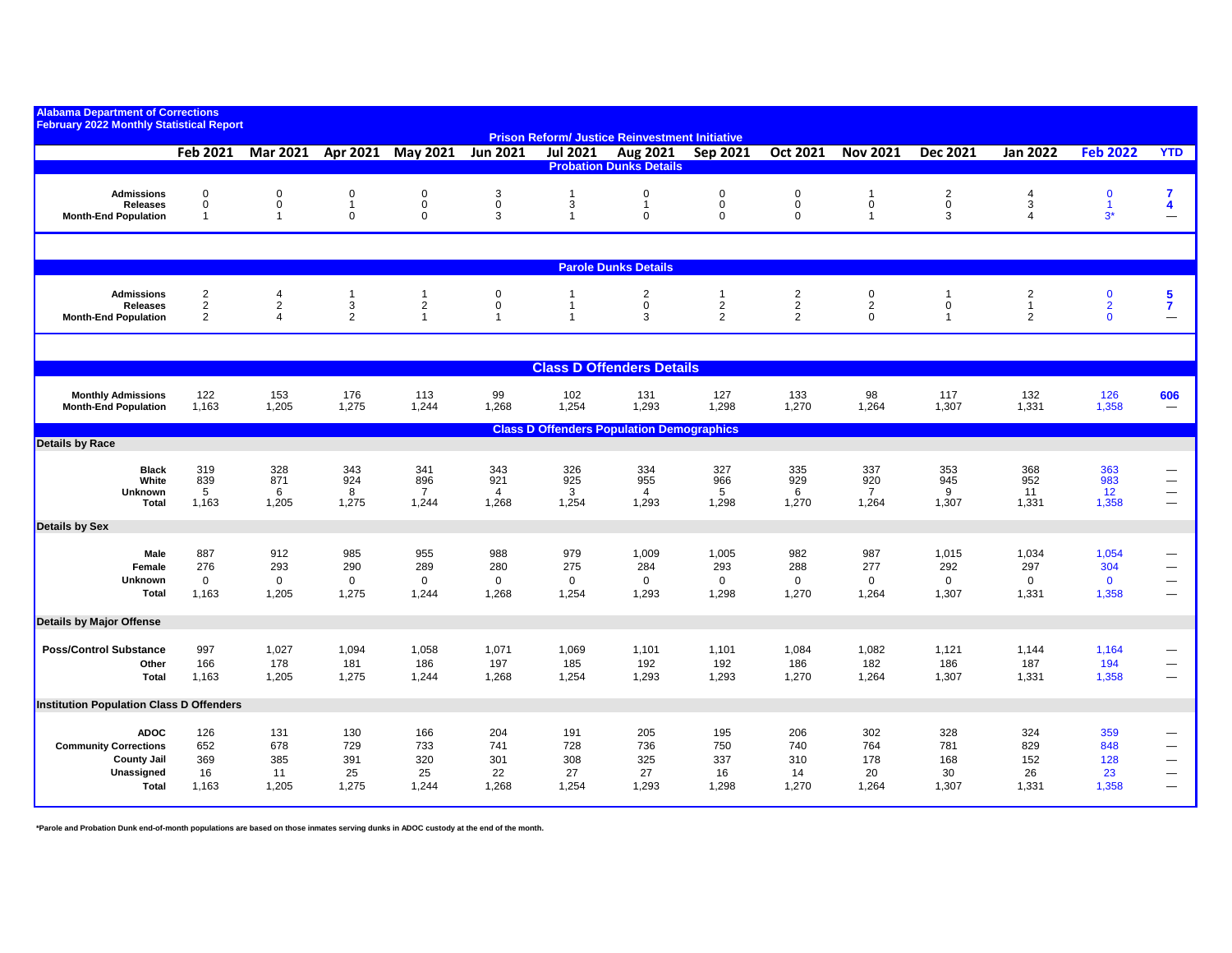**Alabama Department of Corrections**
**February 2022 Monthly Statistical Report**

## Prison Reform/ Justice Reinvestment Initiative

| | Feb 2021 | Mar 2021 | Apr 2021 | May 2021 | Jun 2021 | Jul 2021 | Aug 2021 | Sep 2021 | Oct 2021 | Nov 2021 | Dec 2021 | Jan 2022 | Feb 2022 | YTD |
|---|---|---|---|---|---|---|---|---|---|---|---|---|---|---|
| **Probation Dunks Details** | | | | | | | | | | | | | | |
| **Admissions** | 0 | 0 | 0 | 0 | 3 | 1 | 0 | 0 | 0 | 1 | 2 | 4 | 0 | **7** |
| **Releases** | 0 | 0 | 1 | 0 | 0 | 3 | 1 | 0 | 0 | 0 | 0 | 3 | 1 | **4** |
| **Month-End Population** | 1 | 1 | 0 | 0 | 3 | 1 | 0 | 0 | 0 | 1 | 3 | 4 | 3* | — |
| **Parole Dunks Details** | | | | | | | | | | | | | | |
| **Admissions** | 2 | 4 | 1 | 1 | 0 | 1 | 2 | 1 | 2 | 0 | 1 | 2 | 0 | **5** |
| **Releases** | 2 | 2 | 3 | 2 | 0 | 1 | 0 | 2 | 2 | 2 | 0 | 1 | 2 | **7** |
| **Month-End Population** | 2 | 4 | 2 | 1 | 1 | 1 | 3 | 2 | 2 | 0 | 1 | 2 | 0 | — |
| **Class D Offenders Details** | | | | | | | | | | | | | | |
| **Monthly Admissions** | 122 | 153 | 176 | 113 | 99 | 102 | 131 | 127 | 133 | 98 | 117 | 132 | 126 | **606** |
| **Month-End Population** | 1,163 | 1,205 | 1,275 | 1,244 | 1,268 | 1,254 | 1,293 | 1,298 | 1,270 | 1,264 | 1,307 | 1,331 | 1,358 | — |
| **Class D Offenders Population Demographics** | | | | | | | | | | | | | | |
| **Details by Race** | | | | | | | | | | | | | | |
| **Black** | 319 | 328 | 343 | 341 | 343 | 326 | 334 | 327 | 335 | 337 | 353 | 368 | 363 | — |
| **White** | 839 | 871 | 924 | 896 | 921 | 925 | 955 | 966 | 929 | 920 | 945 | 952 | 983 | — |
| **Unknown** | 5 | 6 | 8 | 7 | 4 | 3 | 4 | 5 | 6 | 7 | 9 | 11 | 12 | — |
| **Total** | 1,163 | 1,205 | 1,275 | 1,244 | 1,268 | 1,254 | 1,293 | 1,298 | 1,270 | 1,264 | 1,307 | 1,331 | 1,358 | — |
| **Details by Sex** | | | | | | | | | | | | | | |
| **Male** | 887 | 912 | 985 | 955 | 988 | 979 | 1,009 | 1,005 | 982 | 987 | 1,015 | 1,034 | 1,054 | — |
| **Female** | 276 | 293 | 290 | 289 | 280 | 275 | 284 | 293 | 288 | 277 | 292 | 297 | 304 | — |
| **Unknown** | 0 | 0 | 0 | 0 | 0 | 0 | 0 | 0 | 0 | 0 | 0 | 0 | 0 | — |
| **Total** | 1,163 | 1,205 | 1,275 | 1,244 | 1,268 | 1,254 | 1,293 | 1,298 | 1,270 | 1,264 | 1,307 | 1,331 | 1,358 | — |
| **Details by Major Offense** | | | | | | | | | | | | | | |
| **Poss/Control Substance** | 997 | 1,027 | 1,094 | 1,058 | 1,071 | 1,069 | 1,101 | 1,101 | 1,084 | 1,082 | 1,121 | 1,144 | 1,164 | — |
| **Other** | 166 | 178 | 181 | 186 | 197 | 185 | 192 | 192 | 186 | 182 | 186 | 187 | 194 | — |
| **Total** | 1,163 | 1,205 | 1,275 | 1,244 | 1,268 | 1,254 | 1,293 | 1,293 | 1,270 | 1,264 | 1,307 | 1,331 | 1,358 | — |
| **Institution Population Class D Offenders** | | | | | | | | | | | | | | |
| **ADOC** | 126 | 131 | 130 | 166 | 204 | 191 | 205 | 195 | 206 | 302 | 328 | 324 | 359 | — |
| **Community Corrections** | 652 | 678 | 729 | 733 | 741 | 728 | 736 | 750 | 740 | 764 | 781 | 829 | 848 | — |
| **County Jail** | 369 | 385 | 391 | 320 | 301 | 308 | 325 | 337 | 310 | 178 | 168 | 152 | 128 | — |
| **Unassigned** | 16 | 11 | 25 | 25 | 22 | 27 | 27 | 16 | 14 | 20 | 30 | 26 | 23 | — |
| **Total** | 1,163 | 1,205 | 1,275 | 1,244 | 1,268 | 1,254 | 1,293 | 1,298 | 1,270 | 1,264 | 1,307 | 1,331 | 1,358 | — |

***Parole and Probation Dunk end-of-month populations are based on those inmates serving dunks in ADOC custody at the end of the month.**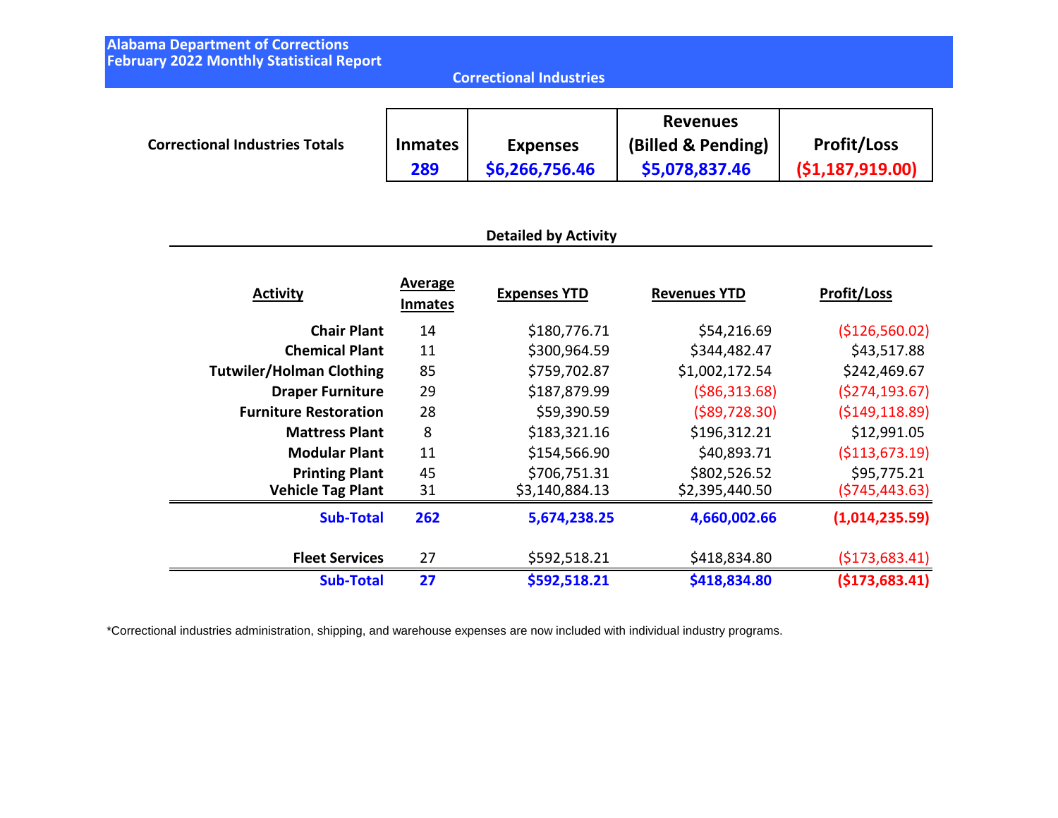**Alabama Department of Corrections**
**February 2022 Monthly Statistical Report**

## Correctional Industries

| Correctional Industries Totals | Inmates | Expenses | Revenues (Billed & Pending) | Profit/Loss |
|---|---|---|---|---|
| | 289 | $6,266,756.46 | $5,078,837.46 | ($1,187,919.00) |

### Detailed by Activity

| Activity | Average Inmates | Expenses YTD | Revenues YTD | Profit/Loss |
|---|---|---|---|---|
| Chair Plant | 14 | $180,776.71 | $54,216.69 | ($126,560.02) |
| Chemical Plant | 11 | $300,964.59 | $344,482.47 | $43,517.88 |
| Tutwiler/Holman Clothing | 85 | $759,702.87 | $1,002,172.54 | $242,469.67 |
| Draper Furniture | 29 | $187,879.99 | ($86,313.68) | ($274,193.67) |
| Furniture Restoration | 28 | $59,390.59 | ($89,728.30) | ($149,118.89) |
| Mattress Plant | 8 | $183,321.16 | $196,312.21 | $12,991.05 |
| Modular Plant | 11 | $154,566.90 | $40,893.71 | ($113,673.19) |
| Printing Plant | 45 | $706,751.31 | $802,526.52 | $95,775.21 |
| Vehicle Tag Plant | 31 | $3,140,884.13 | $2,395,440.50 | ($745,443.63) |
| **Sub-Total** | **262** | **5,674,238.25** | **4,660,002.66** | **(1,014,235.59)** |
| Fleet Services | 27 | $592,518.21 | $418,834.80 | ($173,683.41) |
| **Sub-Total** | **27** | **$592,518.21** | **$418,834.80** | **($173,683.41)** |

*Correctional industries administration, shipping, and warehouse expenses are now included with individual industry programs.